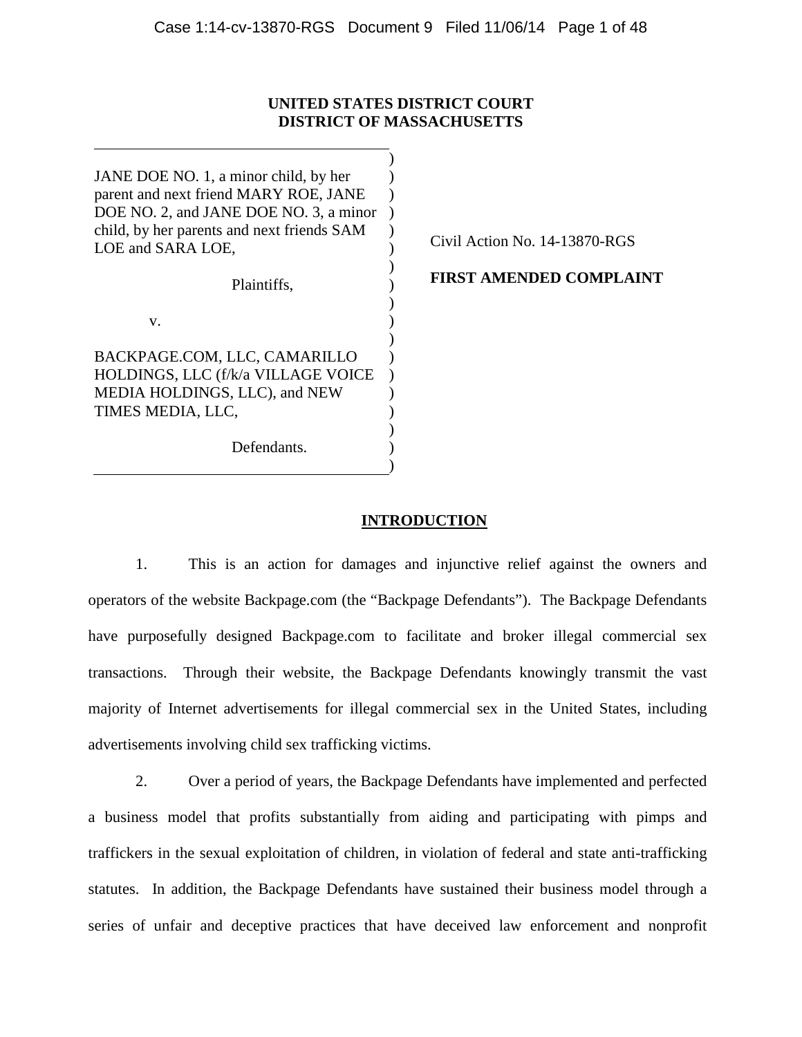**UNITED STATES DISTRICT COURT**
**DISTRICT OF MASSACHUSETTS**

JANE DOE NO. 1, a minor child, by her parent and next friend MARY ROE, JANE DOE NO. 2, and JANE DOE NO. 3, a minor child, by her parents and next friends SAM LOE and SARA LOE,

Plaintiffs,

v.

BACKPAGE.COM, LLC, CAMARILLO HOLDINGS, LLC (f/k/a VILLAGE VOICE MEDIA HOLDINGS, LLC), and NEW TIMES MEDIA, LLC,

Defendants.

Civil Action No. 14-13870-RGS

**FIRST AMENDED COMPLAINT**

## INTRODUCTION

1. This is an action for damages and injunctive relief against the owners and operators of the website Backpage.com (the "Backpage Defendants"). The Backpage Defendants have purposefully designed Backpage.com to facilitate and broker illegal commercial sex transactions. Through their website, the Backpage Defendants knowingly transmit the vast majority of Internet advertisements for illegal commercial sex in the United States, including advertisements involving child sex trafficking victims.

2. Over a period of years, the Backpage Defendants have implemented and perfected a business model that profits substantially from aiding and participating with pimps and traffickers in the sexual exploitation of children, in violation of federal and state anti-trafficking statutes. In addition, the Backpage Defendants have sustained their business model through a series of unfair and deceptive practices that have deceived law enforcement and nonprofit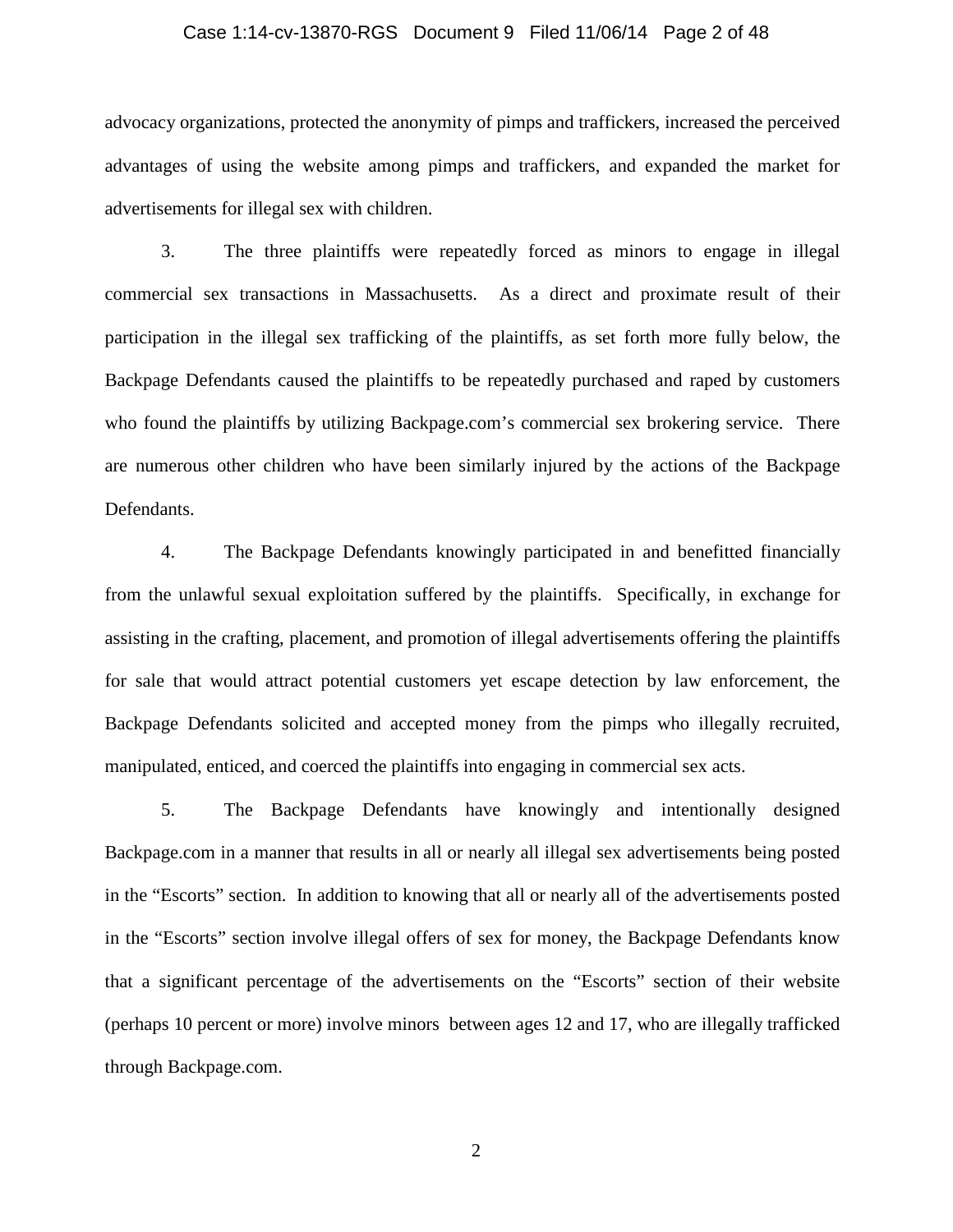advocacy organizations, protected the anonymity of pimps and traffickers, increased the perceived advantages of using the website among pimps and traffickers, and expanded the market for advertisements for illegal sex with children.

3. The three plaintiffs were repeatedly forced as minors to engage in illegal commercial sex transactions in Massachusetts. As a direct and proximate result of their participation in the illegal sex trafficking of the plaintiffs, as set forth more fully below, the Backpage Defendants caused the plaintiffs to be repeatedly purchased and raped by customers who found the plaintiffs by utilizing Backpage.com's commercial sex brokering service. There are numerous other children who have been similarly injured by the actions of the Backpage Defendants.

4. The Backpage Defendants knowingly participated in and benefitted financially from the unlawful sexual exploitation suffered by the plaintiffs. Specifically, in exchange for assisting in the crafting, placement, and promotion of illegal advertisements offering the plaintiffs for sale that would attract potential customers yet escape detection by law enforcement, the Backpage Defendants solicited and accepted money from the pimps who illegally recruited, manipulated, enticed, and coerced the plaintiffs into engaging in commercial sex acts.

5. The Backpage Defendants have knowingly and intentionally designed Backpage.com in a manner that results in all or nearly all illegal sex advertisements being posted in the "Escorts" section. In addition to knowing that all or nearly all of the advertisements posted in the "Escorts" section involve illegal offers of sex for money, the Backpage Defendants know that a significant percentage of the advertisements on the "Escorts" section of their website (perhaps 10 percent or more) involve minors between ages 12 and 17, who are illegally trafficked through Backpage.com.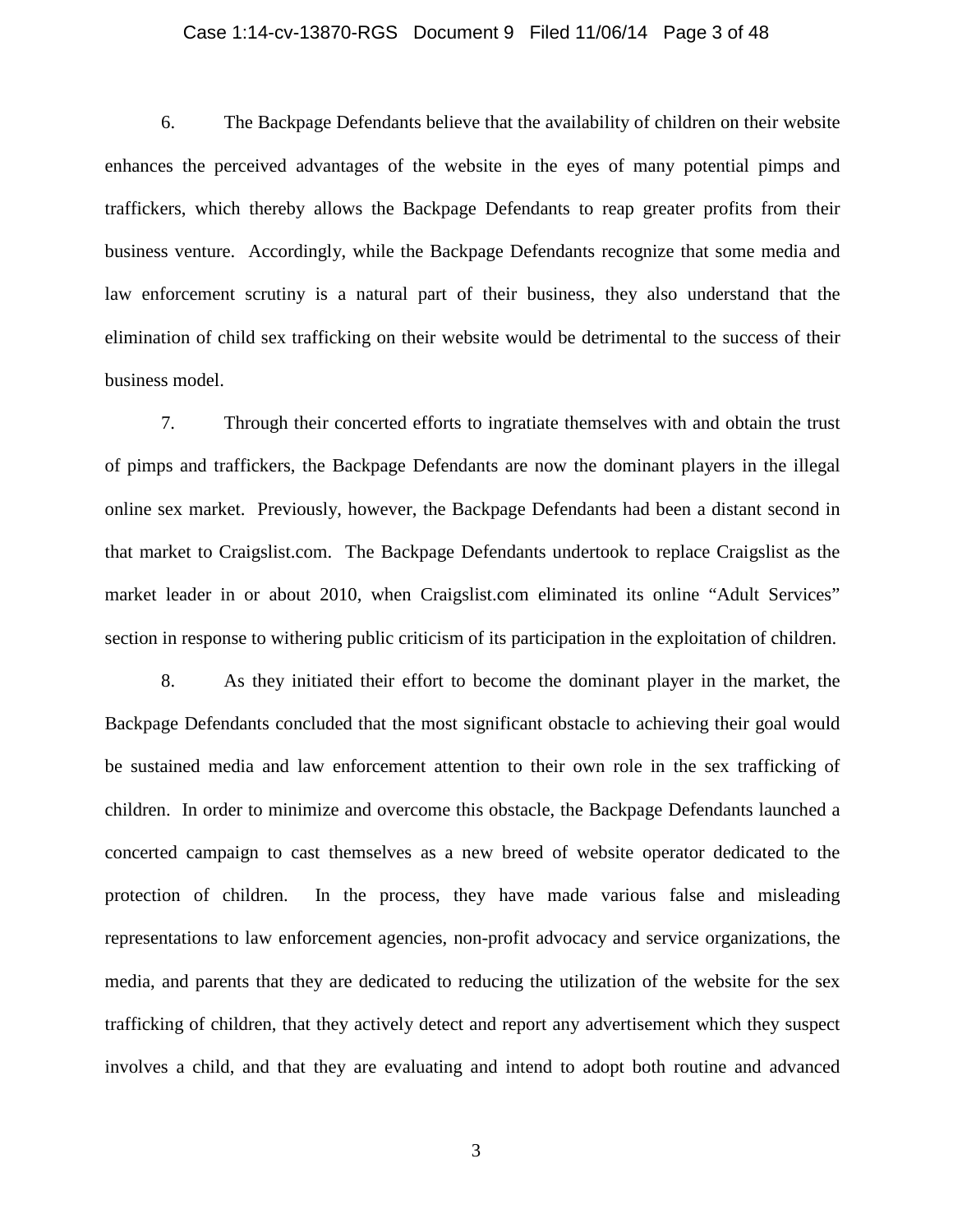6. The Backpage Defendants believe that the availability of children on their website enhances the perceived advantages of the website in the eyes of many potential pimps and traffickers, which thereby allows the Backpage Defendants to reap greater profits from their business venture. Accordingly, while the Backpage Defendants recognize that some media and law enforcement scrutiny is a natural part of their business, they also understand that the elimination of child sex trafficking on their website would be detrimental to the success of their business model.

7. Through their concerted efforts to ingratiate themselves with and obtain the trust of pimps and traffickers, the Backpage Defendants are now the dominant players in the illegal online sex market. Previously, however, the Backpage Defendants had been a distant second in that market to Craigslist.com. The Backpage Defendants undertook to replace Craigslist as the market leader in or about 2010, when Craigslist.com eliminated its online "Adult Services" section in response to withering public criticism of its participation in the exploitation of children.

8. As they initiated their effort to become the dominant player in the market, the Backpage Defendants concluded that the most significant obstacle to achieving their goal would be sustained media and law enforcement attention to their own role in the sex trafficking of children. In order to minimize and overcome this obstacle, the Backpage Defendants launched a concerted campaign to cast themselves as a new breed of website operator dedicated to the protection of children. In the process, they have made various false and misleading representations to law enforcement agencies, non-profit advocacy and service organizations, the media, and parents that they are dedicated to reducing the utilization of the website for the sex trafficking of children, that they actively detect and report any advertisement which they suspect involves a child, and that they are evaluating and intend to adopt both routine and advanced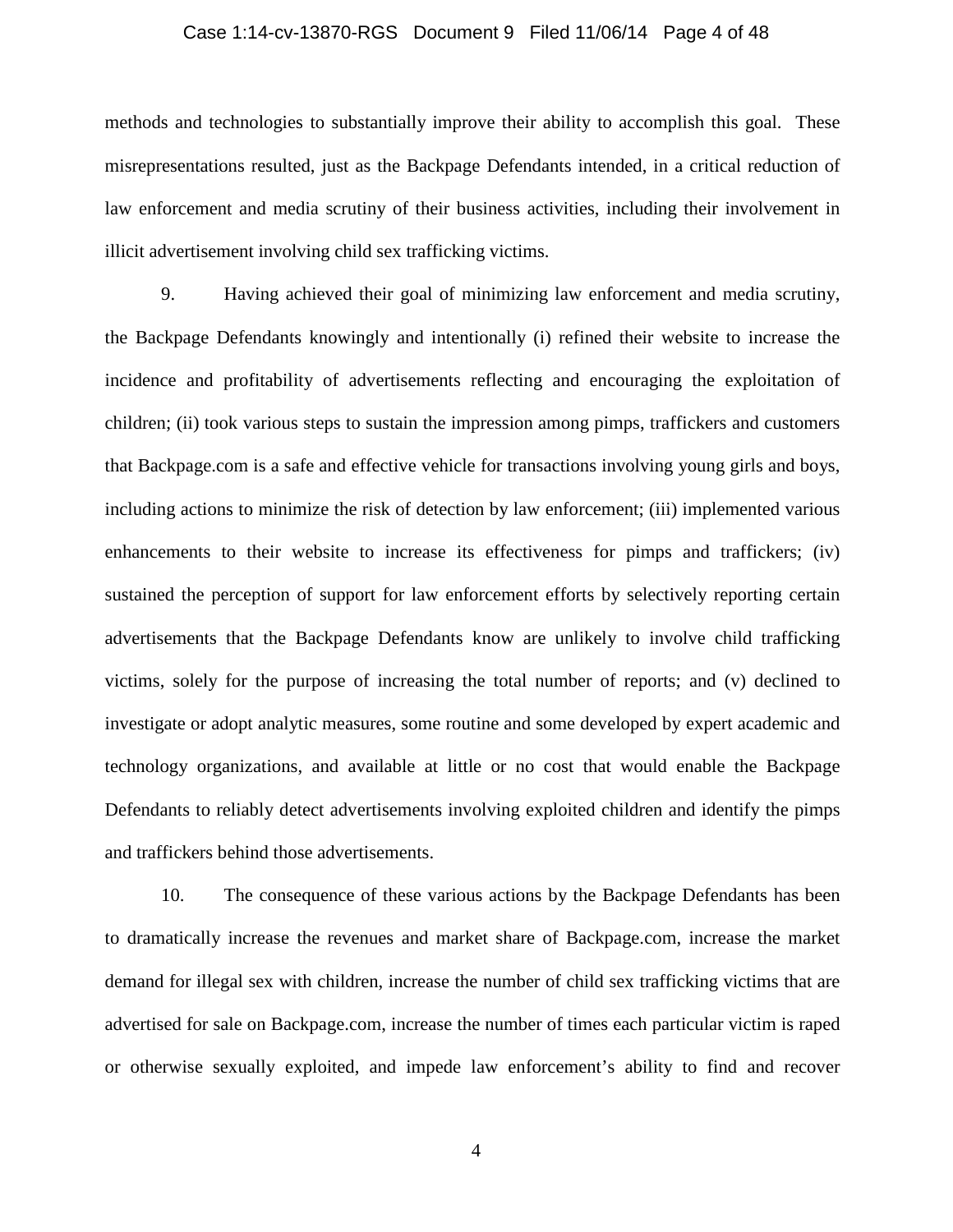methods and technologies to substantially improve their ability to accomplish this goal. These misrepresentations resulted, just as the Backpage Defendants intended, in a critical reduction of law enforcement and media scrutiny of their business activities, including their involvement in illicit advertisement involving child sex trafficking victims.

9. Having achieved their goal of minimizing law enforcement and media scrutiny, the Backpage Defendants knowingly and intentionally (i) refined their website to increase the incidence and profitability of advertisements reflecting and encouraging the exploitation of children; (ii) took various steps to sustain the impression among pimps, traffickers and customers that Backpage.com is a safe and effective vehicle for transactions involving young girls and boys, including actions to minimize the risk of detection by law enforcement; (iii) implemented various enhancements to their website to increase its effectiveness for pimps and traffickers; (iv) sustained the perception of support for law enforcement efforts by selectively reporting certain advertisements that the Backpage Defendants know are unlikely to involve child trafficking victims, solely for the purpose of increasing the total number of reports; and (v) declined to investigate or adopt analytic measures, some routine and some developed by expert academic and technology organizations, and available at little or no cost that would enable the Backpage Defendants to reliably detect advertisements involving exploited children and identify the pimps and traffickers behind those advertisements.

10. The consequence of these various actions by the Backpage Defendants has been to dramatically increase the revenues and market share of Backpage.com, increase the market demand for illegal sex with children, increase the number of child sex trafficking victims that are advertised for sale on Backpage.com, increase the number of times each particular victim is raped or otherwise sexually exploited, and impede law enforcement's ability to find and recover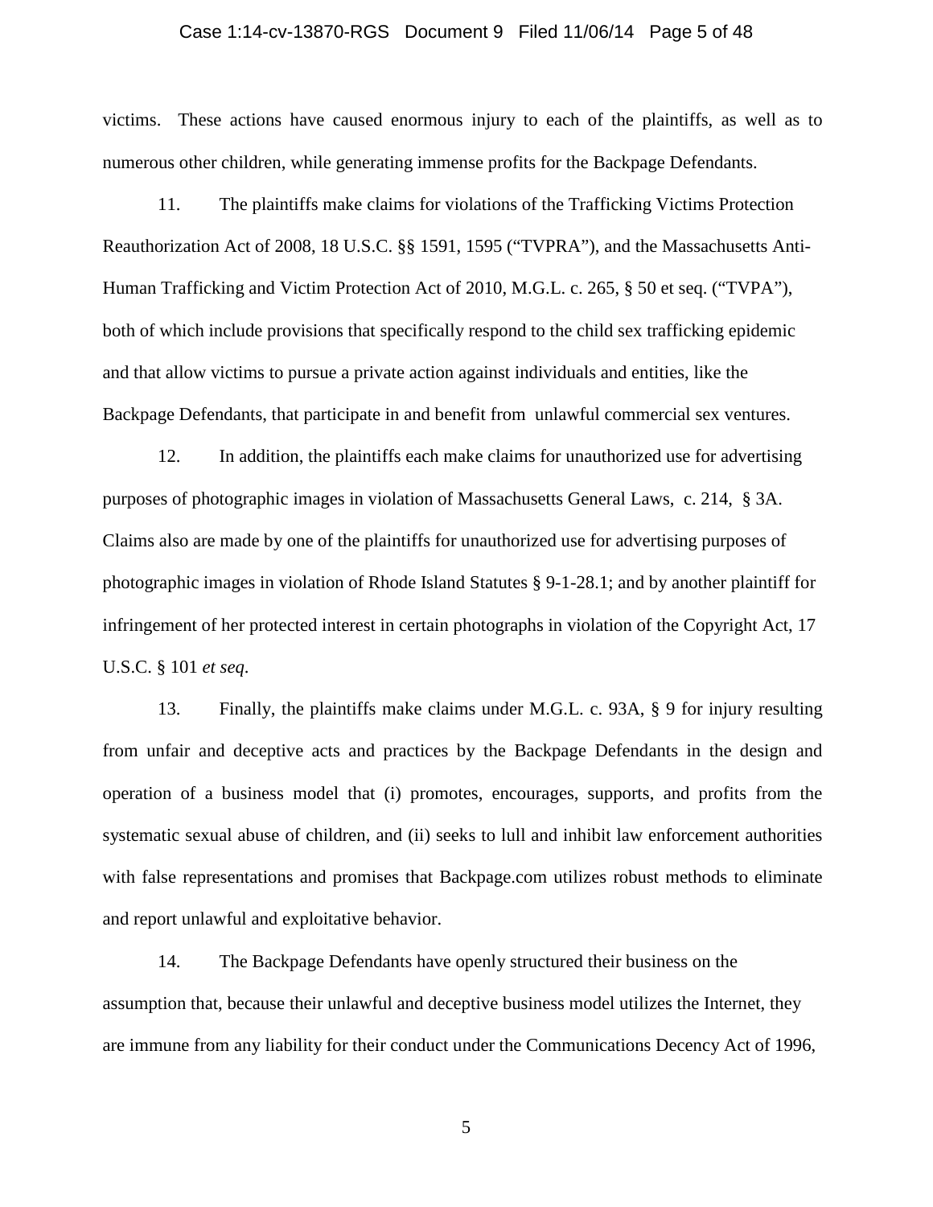victims. These actions have caused enormous injury to each of the plaintiffs, as well as to numerous other children, while generating immense profits for the Backpage Defendants.

11. The plaintiffs make claims for violations of the Trafficking Victims Protection Reauthorization Act of 2008, 18 U.S.C. §§ 1591, 1595 ("TVPRA"), and the Massachusetts Anti-Human Trafficking and Victim Protection Act of 2010, M.G.L. c. 265, § 50 et seq. ("TVPA"), both of which include provisions that specifically respond to the child sex trafficking epidemic and that allow victims to pursue a private action against individuals and entities, like the Backpage Defendants, that participate in and benefit from unlawful commercial sex ventures.

12. In addition, the plaintiffs each make claims for unauthorized use for advertising purposes of photographic images in violation of Massachusetts General Laws, c. 214, § 3A. Claims also are made by one of the plaintiffs for unauthorized use for advertising purposes of photographic images in violation of Rhode Island Statutes § 9-1-28.1; and by another plaintiff for infringement of her protected interest in certain photographs in violation of the Copyright Act, 17 U.S.C. § 101 *et seq*.

13. Finally, the plaintiffs make claims under M.G.L. c. 93A, § 9 for injury resulting from unfair and deceptive acts and practices by the Backpage Defendants in the design and operation of a business model that (i) promotes, encourages, supports, and profits from the systematic sexual abuse of children, and (ii) seeks to lull and inhibit law enforcement authorities with false representations and promises that Backpage.com utilizes robust methods to eliminate and report unlawful and exploitative behavior.

14. The Backpage Defendants have openly structured their business on the assumption that, because their unlawful and deceptive business model utilizes the Internet, they are immune from any liability for their conduct under the Communications Decency Act of 1996,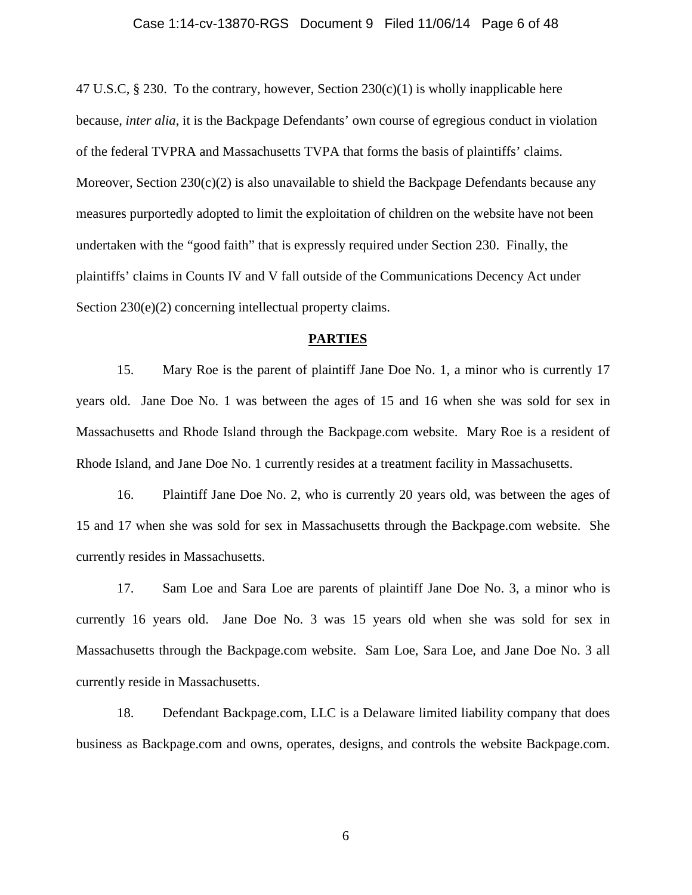47 U.S.C, § 230. To the contrary, however, Section 230(c)(1) is wholly inapplicable here because, *inter alia*, it is the Backpage Defendants' own course of egregious conduct in violation of the federal TVPRA and Massachusetts TVPA that forms the basis of plaintiffs' claims. Moreover, Section 230(c)(2) is also unavailable to shield the Backpage Defendants because any measures purportedly adopted to limit the exploitation of children on the website have not been undertaken with the "good faith" that is expressly required under Section 230. Finally, the plaintiffs' claims in Counts IV and V fall outside of the Communications Decency Act under Section 230(e)(2) concerning intellectual property claims.

## **PARTIES**

15. Mary Roe is the parent of plaintiff Jane Doe No. 1, a minor who is currently 17 years old. Jane Doe No. 1 was between the ages of 15 and 16 when she was sold for sex in Massachusetts and Rhode Island through the Backpage.com website. Mary Roe is a resident of Rhode Island, and Jane Doe No. 1 currently resides at a treatment facility in Massachusetts.

16. Plaintiff Jane Doe No. 2, who is currently 20 years old, was between the ages of 15 and 17 when she was sold for sex in Massachusetts through the Backpage.com website. She currently resides in Massachusetts.

17. Sam Loe and Sara Loe are parents of plaintiff Jane Doe No. 3, a minor who is currently 16 years old. Jane Doe No. 3 was 15 years old when she was sold for sex in Massachusetts through the Backpage.com website. Sam Loe, Sara Loe, and Jane Doe No. 3 all currently reside in Massachusetts.

18. Defendant Backpage.com, LLC is a Delaware limited liability company that does business as Backpage.com and owns, operates, designs, and controls the website Backpage.com.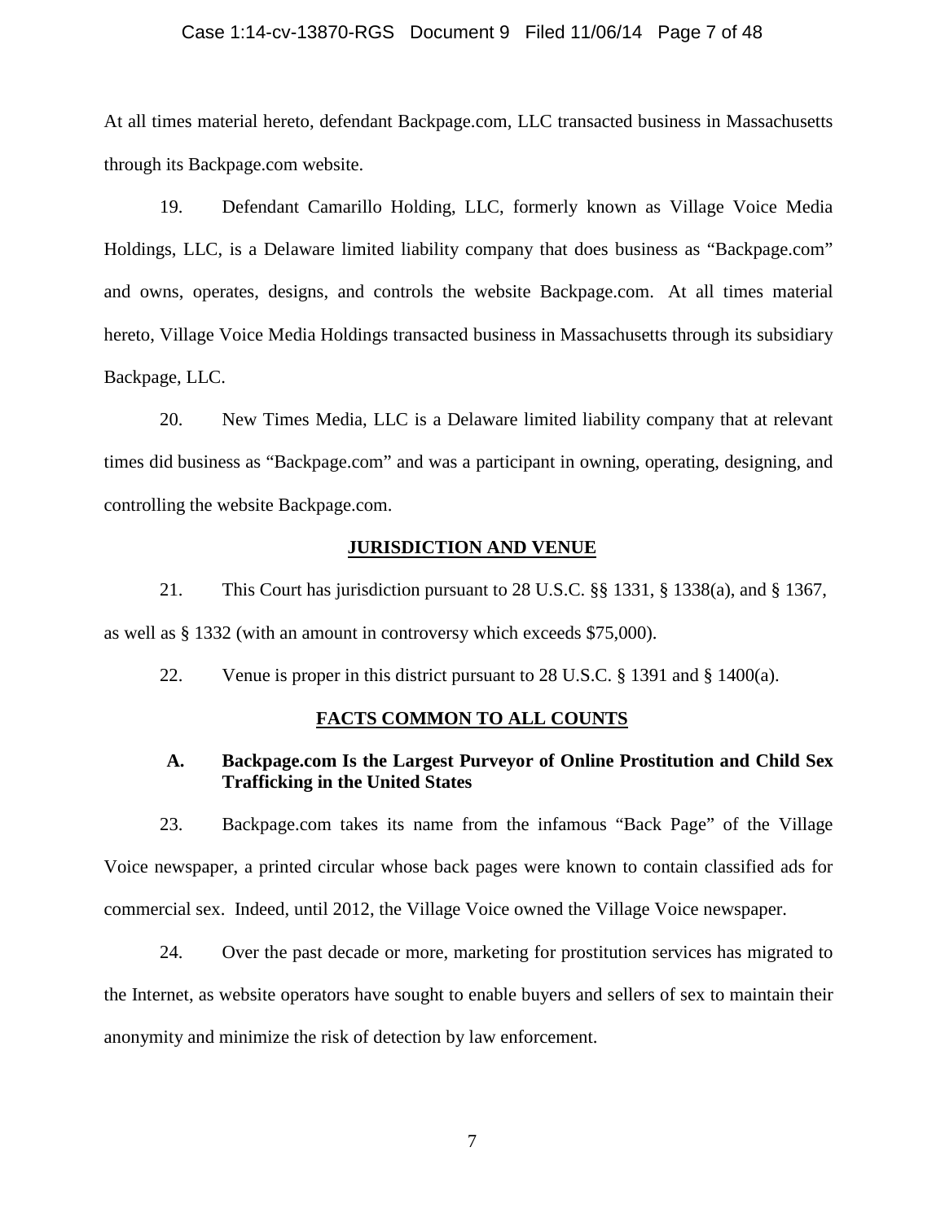At all times material hereto, defendant Backpage.com, LLC transacted business in Massachusetts through its Backpage.com website.

19. Defendant Camarillo Holding, LLC, formerly known as Village Voice Media Holdings, LLC, is a Delaware limited liability company that does business as "Backpage.com" and owns, operates, designs, and controls the website Backpage.com. At all times material hereto, Village Voice Media Holdings transacted business in Massachusetts through its subsidiary Backpage, LLC.

20. New Times Media, LLC is a Delaware limited liability company that at relevant times did business as "Backpage.com" and was a participant in owning, operating, designing, and controlling the website Backpage.com.

## JURISDICTION AND VENUE

21. This Court has jurisdiction pursuant to 28 U.S.C. §§ 1331, § 1338(a), and § 1367, as well as § 1332 (with an amount in controversy which exceeds $75,000).

22. Venue is proper in this district pursuant to 28 U.S.C. § 1391 and § 1400(a).

## FACTS COMMON TO ALL COUNTS

### A. Backpage.com Is the Largest Purveyor of Online Prostitution and Child Sex Trafficking in the United States

23. Backpage.com takes its name from the infamous "Back Page" of the Village Voice newspaper, a printed circular whose back pages were known to contain classified ads for commercial sex. Indeed, until 2012, the Village Voice owned the Village Voice newspaper.

24. Over the past decade or more, marketing for prostitution services has migrated to the Internet, as website operators have sought to enable buyers and sellers of sex to maintain their anonymity and minimize the risk of detection by law enforcement.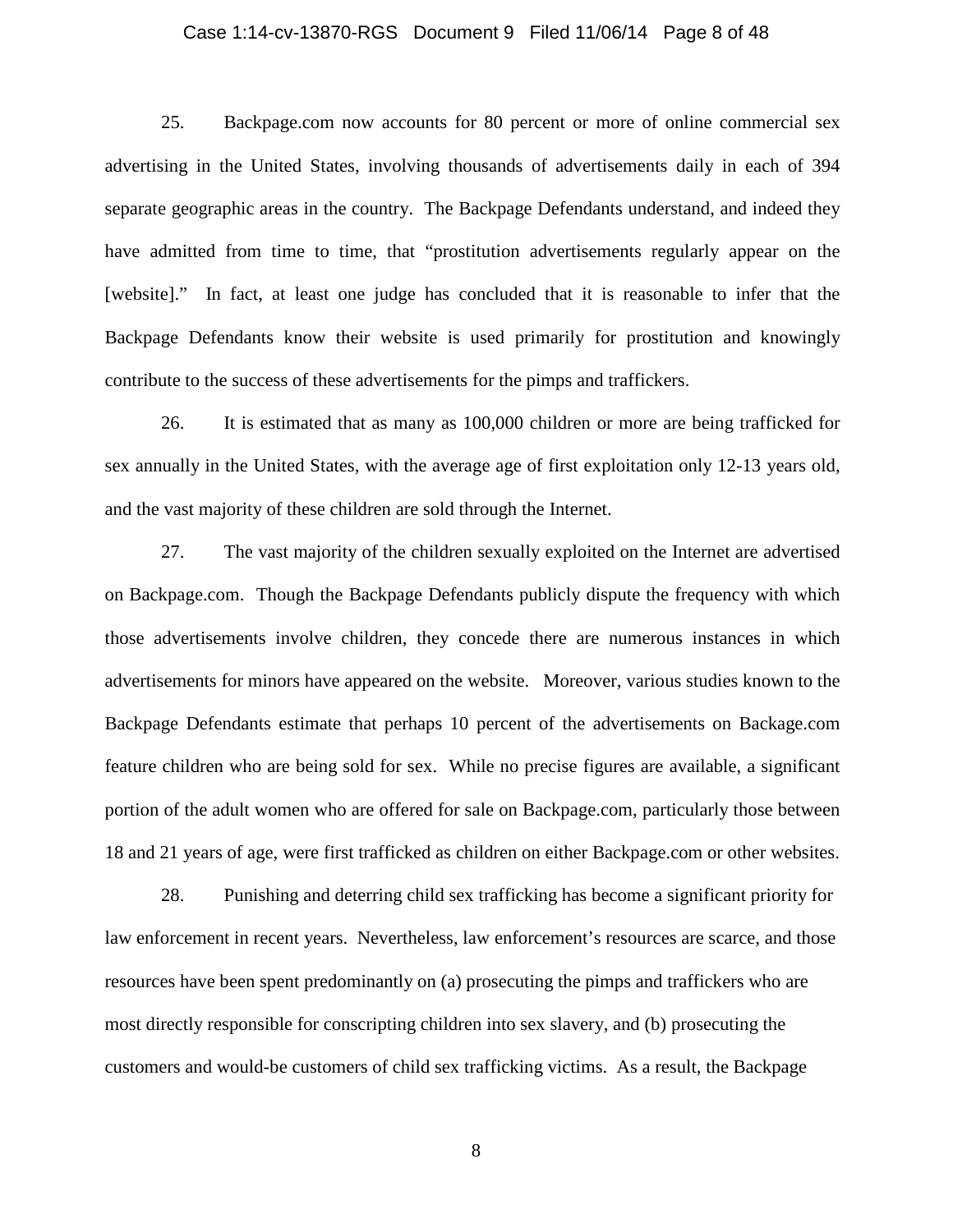25. Backpage.com now accounts for 80 percent or more of online commercial sex advertising in the United States, involving thousands of advertisements daily in each of 394 separate geographic areas in the country. The Backpage Defendants understand, and indeed they have admitted from time to time, that "prostitution advertisements regularly appear on the [website]." In fact, at least one judge has concluded that it is reasonable to infer that the Backpage Defendants know their website is used primarily for prostitution and knowingly contribute to the success of these advertisements for the pimps and traffickers.

26. It is estimated that as many as 100,000 children or more are being trafficked for sex annually in the United States, with the average age of first exploitation only 12-13 years old, and the vast majority of these children are sold through the Internet.

27. The vast majority of the children sexually exploited on the Internet are advertised on Backpage.com. Though the Backpage Defendants publicly dispute the frequency with which those advertisements involve children, they concede there are numerous instances in which advertisements for minors have appeared on the website. Moreover, various studies known to the Backpage Defendants estimate that perhaps 10 percent of the advertisements on Backage.com feature children who are being sold for sex. While no precise figures are available, a significant portion of the adult women who are offered for sale on Backpage.com, particularly those between 18 and 21 years of age, were first trafficked as children on either Backpage.com or other websites.

28. Punishing and deterring child sex trafficking has become a significant priority for law enforcement in recent years. Nevertheless, law enforcement's resources are scarce, and those resources have been spent predominantly on (a) prosecuting the pimps and traffickers who are most directly responsible for conscripting children into sex slavery, and (b) prosecuting the customers and would-be customers of child sex trafficking victims. As a result, the Backpage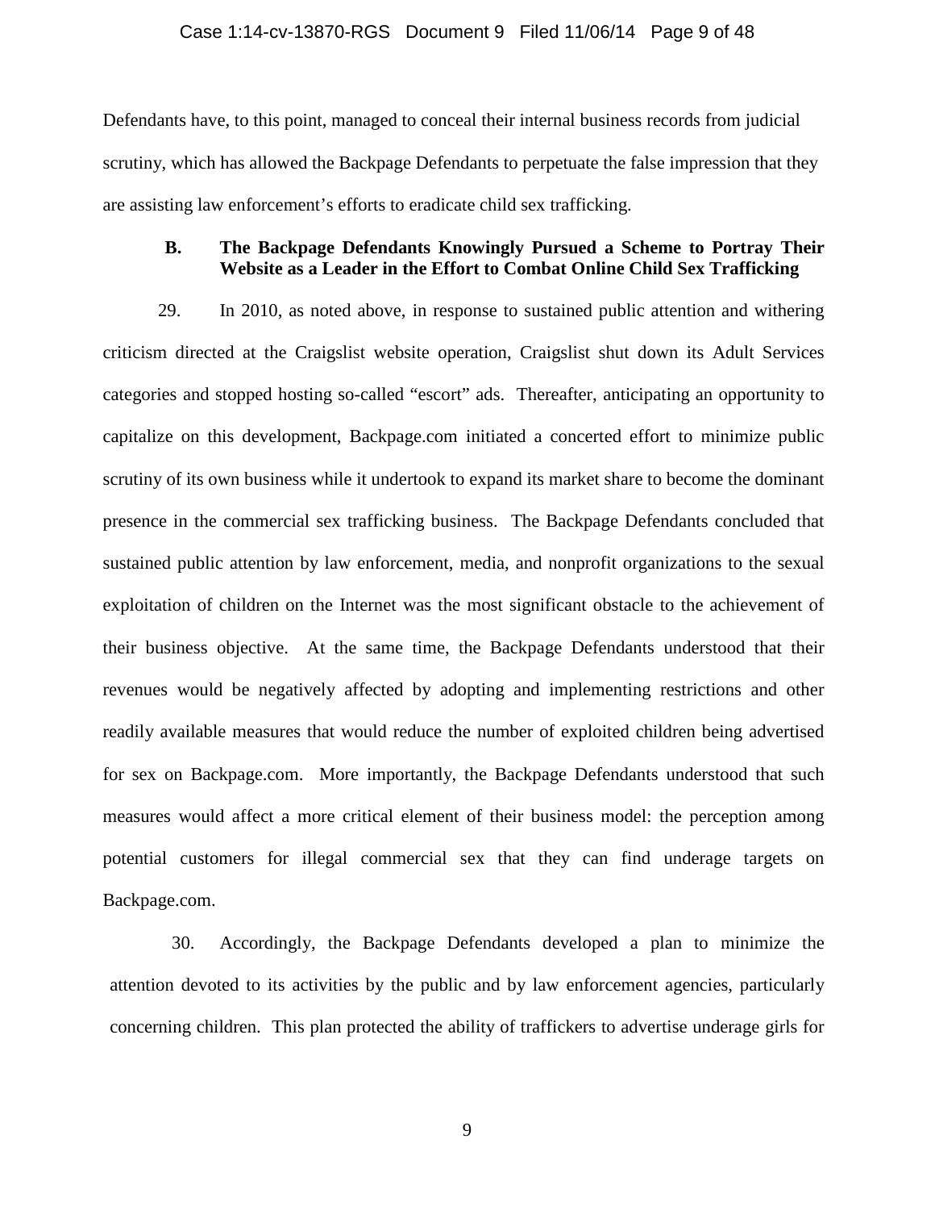Defendants have, to this point, managed to conceal their internal business records from judicial scrutiny, which has allowed the Backpage Defendants to perpetuate the false impression that they are assisting law enforcement's efforts to eradicate child sex trafficking.

### B. The Backpage Defendants Knowingly Pursued a Scheme to Portray Their Website as a Leader in the Effort to Combat Online Child Sex Trafficking

29. In 2010, as noted above, in response to sustained public attention and withering criticism directed at the Craigslist website operation, Craigslist shut down its Adult Services categories and stopped hosting so-called "escort" ads. Thereafter, anticipating an opportunity to capitalize on this development, Backpage.com initiated a concerted effort to minimize public scrutiny of its own business while it undertook to expand its market share to become the dominant presence in the commercial sex trafficking business. The Backpage Defendants concluded that sustained public attention by law enforcement, media, and nonprofit organizations to the sexual exploitation of children on the Internet was the most significant obstacle to the achievement of their business objective. At the same time, the Backpage Defendants understood that their revenues would be negatively affected by adopting and implementing restrictions and other readily available measures that would reduce the number of exploited children being advertised for sex on Backpage.com. More importantly, the Backpage Defendants understood that such measures would affect a more critical element of their business model: the perception among potential customers for illegal commercial sex that they can find underage targets on Backpage.com.

30. Accordingly, the Backpage Defendants developed a plan to minimize the attention devoted to its activities by the public and by law enforcement agencies, particularly concerning children. This plan protected the ability of traffickers to advertise underage girls for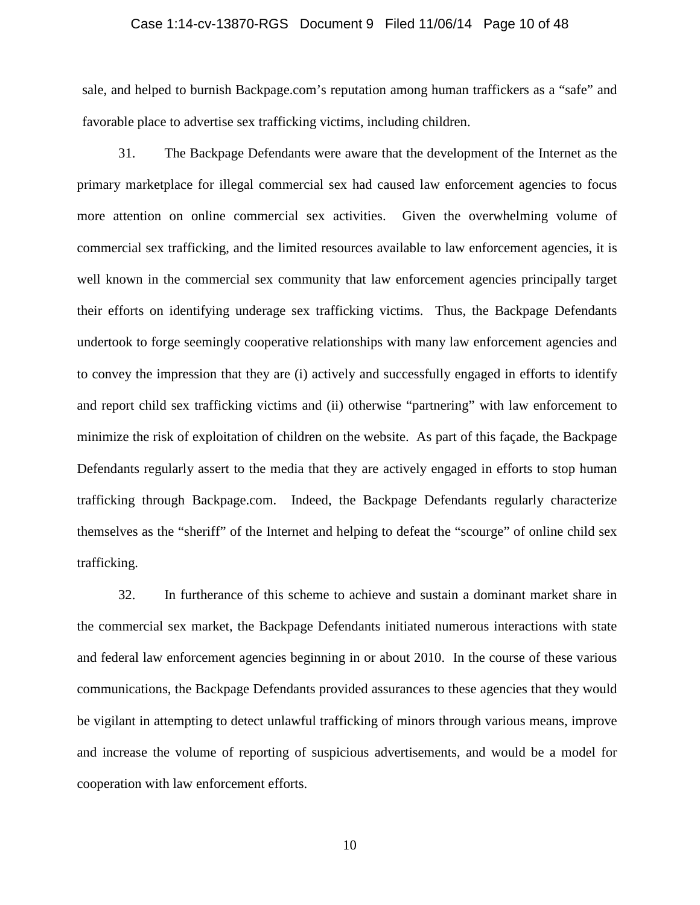sale, and helped to burnish Backpage.com's reputation among human traffickers as a "safe" and favorable place to advertise sex trafficking victims, including children.

31. The Backpage Defendants were aware that the development of the Internet as the primary marketplace for illegal commercial sex had caused law enforcement agencies to focus more attention on online commercial sex activities. Given the overwhelming volume of commercial sex trafficking, and the limited resources available to law enforcement agencies, it is well known in the commercial sex community that law enforcement agencies principally target their efforts on identifying underage sex trafficking victims. Thus, the Backpage Defendants undertook to forge seemingly cooperative relationships with many law enforcement agencies and to convey the impression that they are (i) actively and successfully engaged in efforts to identify and report child sex trafficking victims and (ii) otherwise "partnering" with law enforcement to minimize the risk of exploitation of children on the website. As part of this façade, the Backpage Defendants regularly assert to the media that they are actively engaged in efforts to stop human trafficking through Backpage.com. Indeed, the Backpage Defendants regularly characterize themselves as the "sheriff" of the Internet and helping to defeat the "scourge" of online child sex trafficking.

32. In furtherance of this scheme to achieve and sustain a dominant market share in the commercial sex market, the Backpage Defendants initiated numerous interactions with state and federal law enforcement agencies beginning in or about 2010. In the course of these various communications, the Backpage Defendants provided assurances to these agencies that they would be vigilant in attempting to detect unlawful trafficking of minors through various means, improve and increase the volume of reporting of suspicious advertisements, and would be a model for cooperation with law enforcement efforts.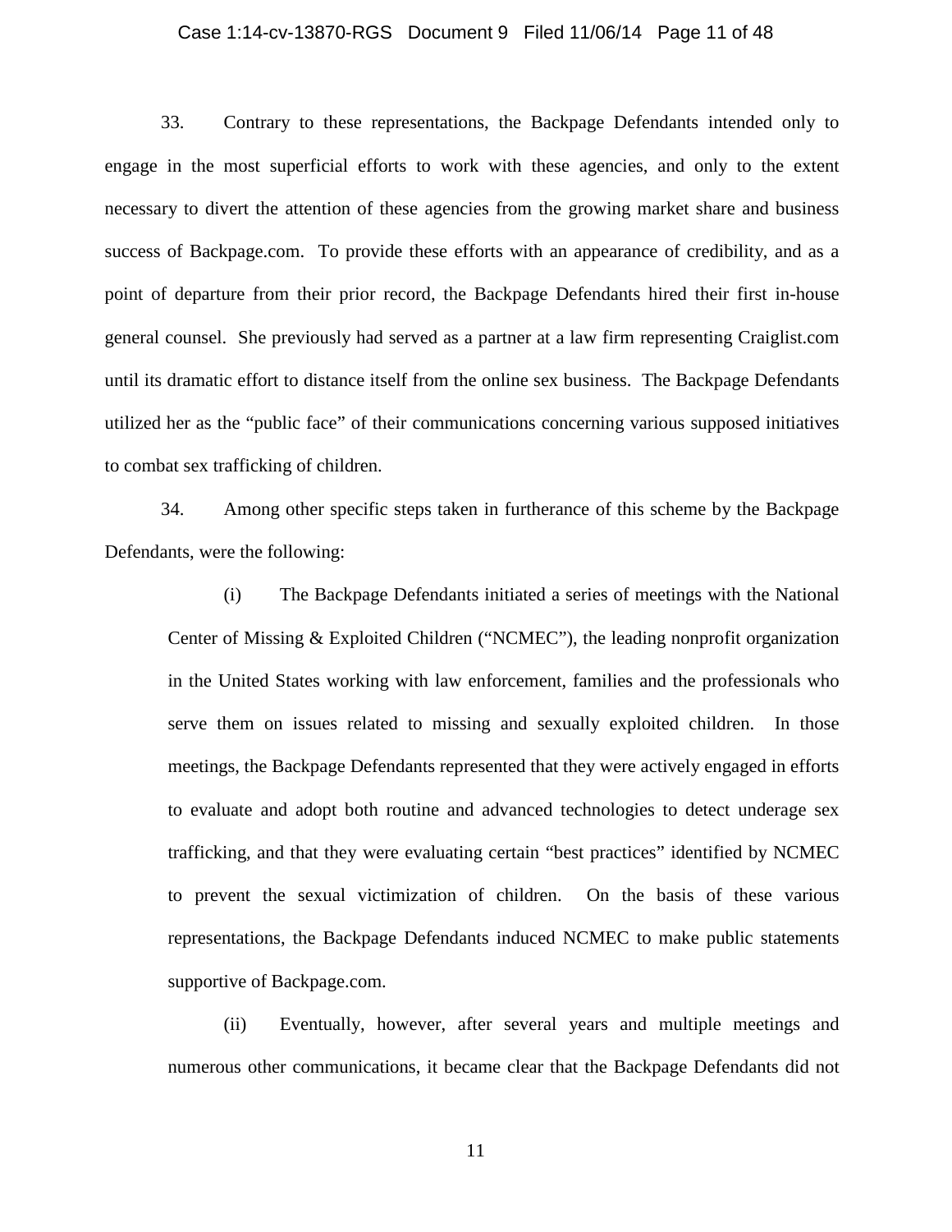33. Contrary to these representations, the Backpage Defendants intended only to engage in the most superficial efforts to work with these agencies, and only to the extent necessary to divert the attention of these agencies from the growing market share and business success of Backpage.com. To provide these efforts with an appearance of credibility, and as a point of departure from their prior record, the Backpage Defendants hired their first in-house general counsel. She previously had served as a partner at a law firm representing Craiglist.com until its dramatic effort to distance itself from the online sex business. The Backpage Defendants utilized her as the "public face" of their communications concerning various supposed initiatives to combat sex trafficking of children.

34. Among other specific steps taken in furtherance of this scheme by the Backpage Defendants, were the following:

> (i) The Backpage Defendants initiated a series of meetings with the National Center of Missing & Exploited Children ("NCMEC"), the leading nonprofit organization in the United States working with law enforcement, families and the professionals who serve them on issues related to missing and sexually exploited children. In those meetings, the Backpage Defendants represented that they were actively engaged in efforts to evaluate and adopt both routine and advanced technologies to detect underage sex trafficking, and that they were evaluating certain "best practices" identified by NCMEC to prevent the sexual victimization of children. On the basis of these various representations, the Backpage Defendants induced NCMEC to make public statements supportive of Backpage.com.
>
> (ii) Eventually, however, after several years and multiple meetings and numerous other communications, it became clear that the Backpage Defendants did not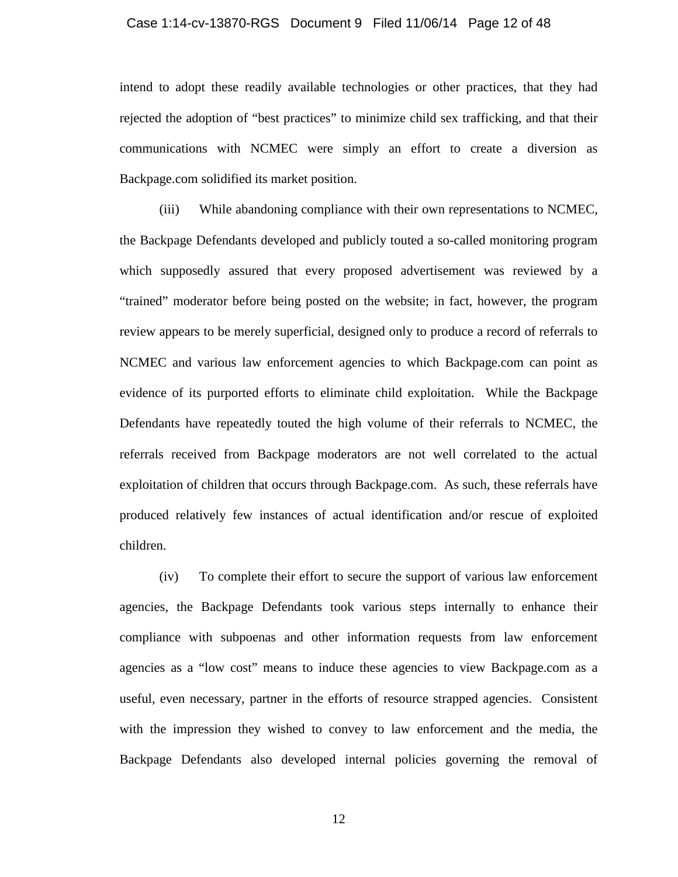intend to adopt these readily available technologies or other practices, that they had rejected the adoption of "best practices" to minimize child sex trafficking, and that their communications with NCMEC were simply an effort to create a diversion as Backpage.com solidified its market position.

(iii) While abandoning compliance with their own representations to NCMEC, the Backpage Defendants developed and publicly touted a so-called monitoring program which supposedly assured that every proposed advertisement was reviewed by a "trained" moderator before being posted on the website; in fact, however, the program review appears to be merely superficial, designed only to produce a record of referrals to NCMEC and various law enforcement agencies to which Backpage.com can point as evidence of its purported efforts to eliminate child exploitation. While the Backpage Defendants have repeatedly touted the high volume of their referrals to NCMEC, the referrals received from Backpage moderators are not well correlated to the actual exploitation of children that occurs through Backpage.com. As such, these referrals have produced relatively few instances of actual identification and/or rescue of exploited children.

(iv) To complete their effort to secure the support of various law enforcement agencies, the Backpage Defendants took various steps internally to enhance their compliance with subpoenas and other information requests from law enforcement agencies as a "low cost" means to induce these agencies to view Backpage.com as a useful, even necessary, partner in the efforts of resource strapped agencies. Consistent with the impression they wished to convey to law enforcement and the media, the Backpage Defendants also developed internal policies governing the removal of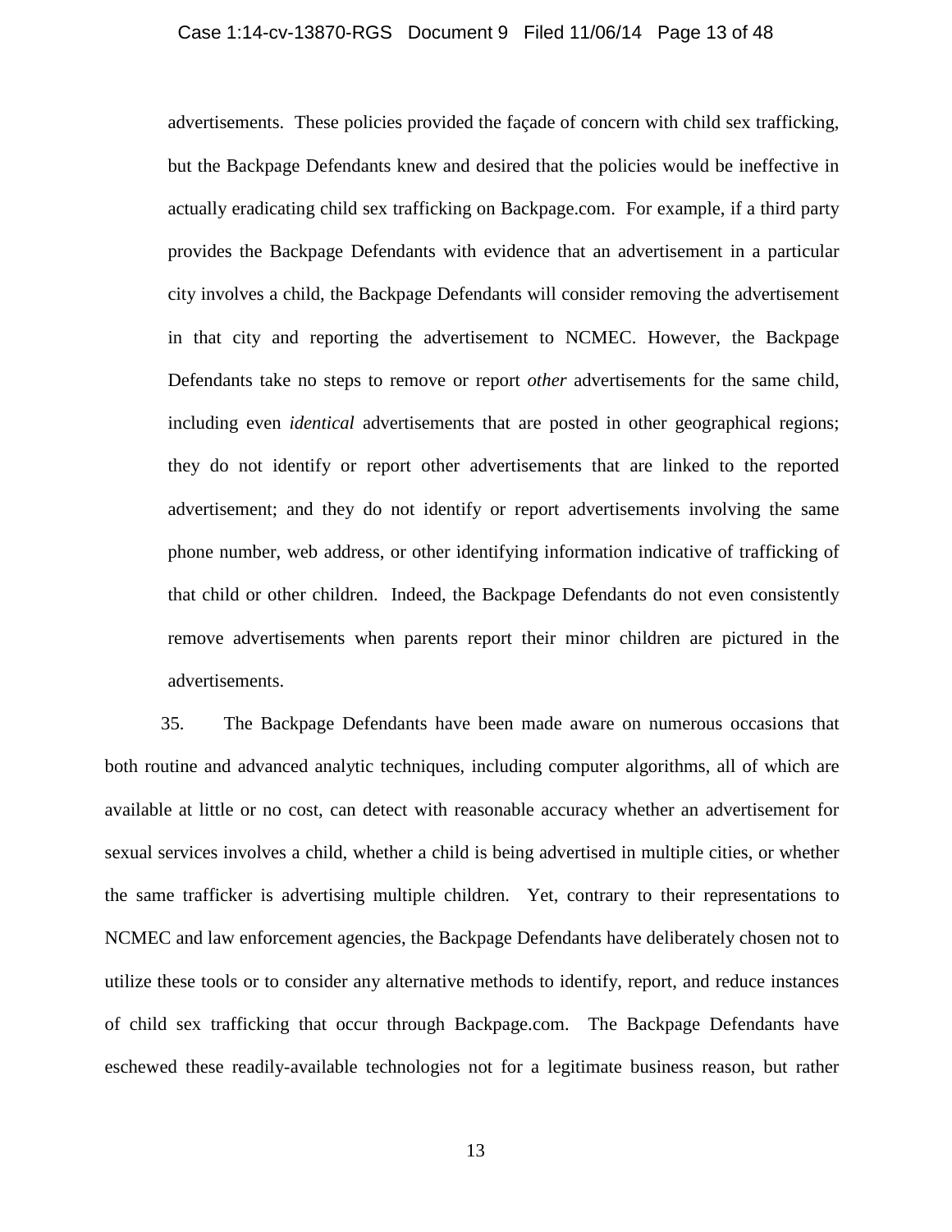advertisements. These policies provided the façade of concern with child sex trafficking, but the Backpage Defendants knew and desired that the policies would be ineffective in actually eradicating child sex trafficking on Backpage.com. For example, if a third party provides the Backpage Defendants with evidence that an advertisement in a particular city involves a child, the Backpage Defendants will consider removing the advertisement in that city and reporting the advertisement to NCMEC. However, the Backpage Defendants take no steps to remove or report *other* advertisements for the same child, including even *identical* advertisements that are posted in other geographical regions; they do not identify or report other advertisements that are linked to the reported advertisement; and they do not identify or report advertisements involving the same phone number, web address, or other identifying information indicative of trafficking of that child or other children. Indeed, the Backpage Defendants do not even consistently remove advertisements when parents report their minor children are pictured in the advertisements.

35. The Backpage Defendants have been made aware on numerous occasions that both routine and advanced analytic techniques, including computer algorithms, all of which are available at little or no cost, can detect with reasonable accuracy whether an advertisement for sexual services involves a child, whether a child is being advertised in multiple cities, or whether the same trafficker is advertising multiple children. Yet, contrary to their representations to NCMEC and law enforcement agencies, the Backpage Defendants have deliberately chosen not to utilize these tools or to consider any alternative methods to identify, report, and reduce instances of child sex trafficking that occur through Backpage.com. The Backpage Defendants have eschewed these readily-available technologies not for a legitimate business reason, but rather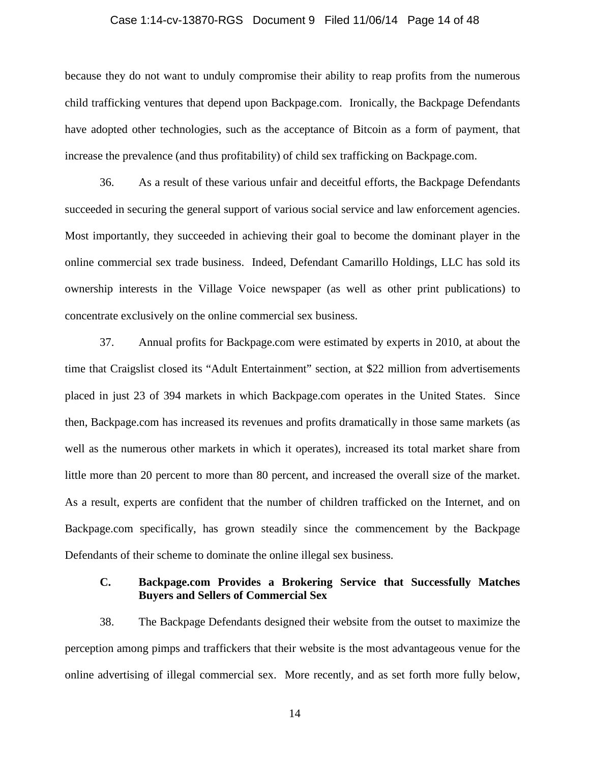because they do not want to unduly compromise their ability to reap profits from the numerous child trafficking ventures that depend upon Backpage.com. Ironically, the Backpage Defendants have adopted other technologies, such as the acceptance of Bitcoin as a form of payment, that increase the prevalence (and thus profitability) of child sex trafficking on Backpage.com.

36. As a result of these various unfair and deceitful efforts, the Backpage Defendants succeeded in securing the general support of various social service and law enforcement agencies. Most importantly, they succeeded in achieving their goal to become the dominant player in the online commercial sex trade business. Indeed, Defendant Camarillo Holdings, LLC has sold its ownership interests in the Village Voice newspaper (as well as other print publications) to concentrate exclusively on the online commercial sex business.

37. Annual profits for Backpage.com were estimated by experts in 2010, at about the time that Craigslist closed its "Adult Entertainment" section, at $22 million from advertisements placed in just 23 of 394 markets in which Backpage.com operates in the United States. Since then, Backpage.com has increased its revenues and profits dramatically in those same markets (as well as the numerous other markets in which it operates), increased its total market share from little more than 20 percent to more than 80 percent, and increased the overall size of the market. As a result, experts are confident that the number of children trafficked on the Internet, and on Backpage.com specifically, has grown steadily since the commencement by the Backpage Defendants of their scheme to dominate the online illegal sex business.

### C. Backpage.com Provides a Brokering Service that Successfully Matches Buyers and Sellers of Commercial Sex

38. The Backpage Defendants designed their website from the outset to maximize the perception among pimps and traffickers that their website is the most advantageous venue for the online advertising of illegal commercial sex. More recently, and as set forth more fully below,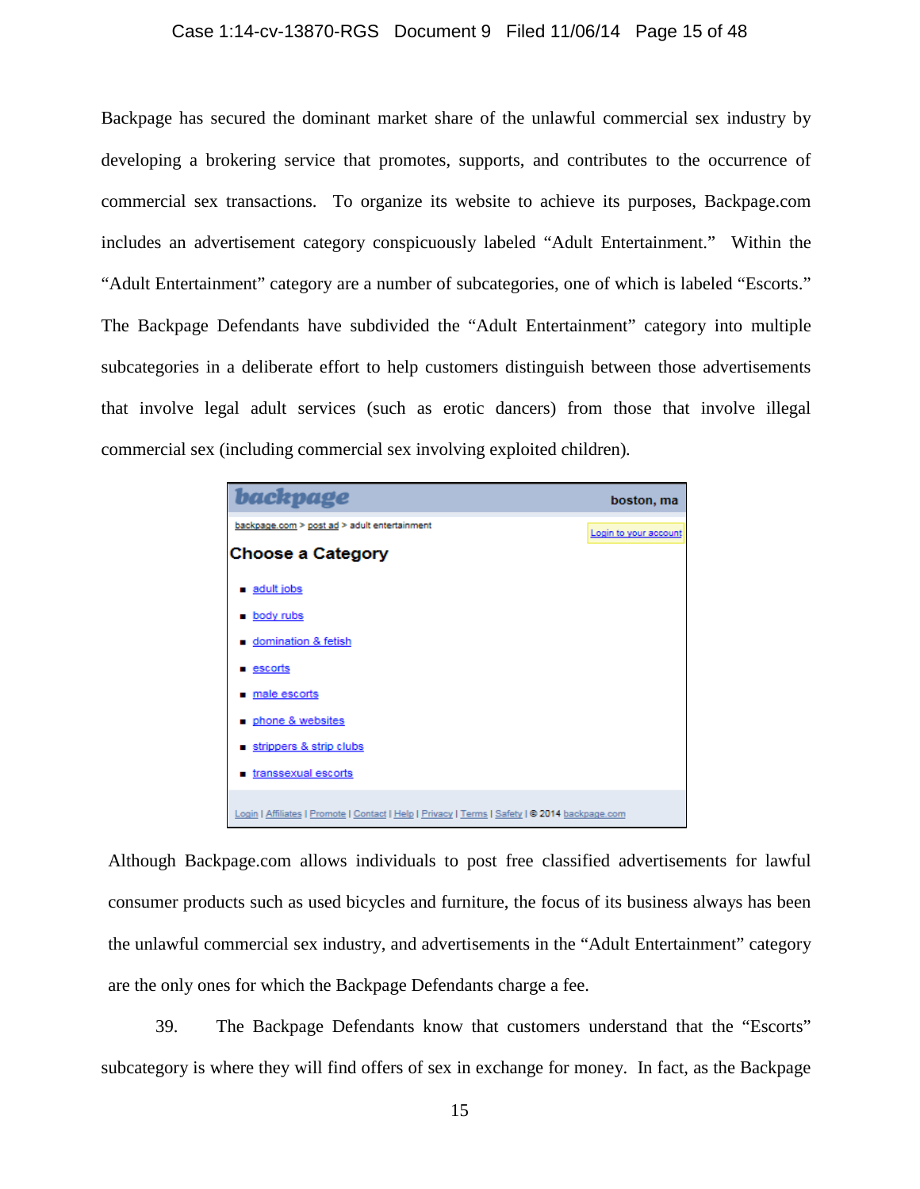Backpage has secured the dominant market share of the unlawful commercial sex industry by developing a brokering service that promotes, supports, and contributes to the occurrence of commercial sex transactions. To organize its website to achieve its purposes, Backpage.com includes an advertisement category conspicuously labeled "Adult Entertainment." Within the "Adult Entertainment" category are a number of subcategories, one of which is labeled "Escorts." The Backpage Defendants have subdivided the "Adult Entertainment" category into multiple subcategories in a deliberate effort to help customers distinguish between those advertisements that involve legal adult services (such as erotic dancers) from those that involve illegal commercial sex (including commercial sex involving exploited children).

backpage — boston, ma

backpage.com > post ad > adult entertainment — Login to your account

**Choose a Category**

- adult jobs
- body rubs
- domination & fetish
- escorts
- male escorts
- phone & websites
- strippers & strip clubs
- transsexual escorts

Login | Affiliates | Promote | Contact | Help | Privacy | Terms | Safety | © 2014 backpage.com

Although Backpage.com allows individuals to post free classified advertisements for lawful consumer products such as used bicycles and furniture, the focus of its business always has been the unlawful commercial sex industry, and advertisements in the "Adult Entertainment" category are the only ones for which the Backpage Defendants charge a fee.

39. The Backpage Defendants know that customers understand that the "Escorts" subcategory is where they will find offers of sex in exchange for money. In fact, as the Backpage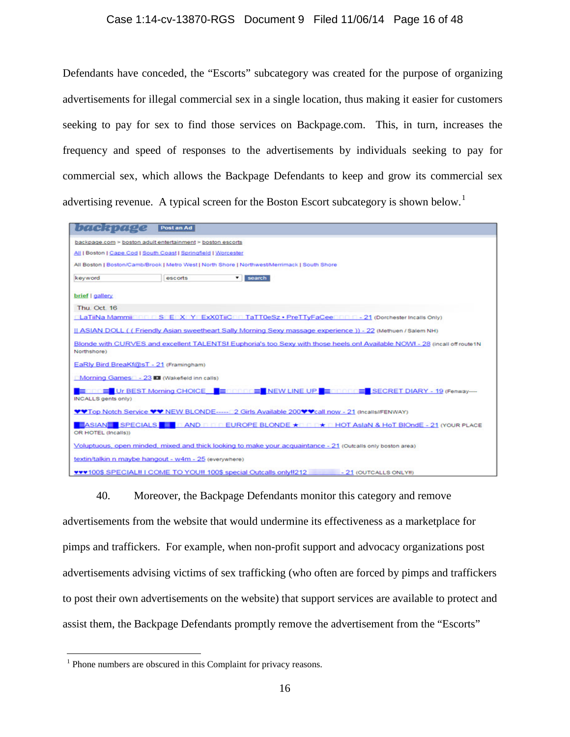Defendants have conceded, the "Escorts" subcategory was created for the purpose of organizing advertisements for illegal commercial sex in a single location, thus making it easier for customers seeking to pay for sex to find those services on Backpage.com. This, in turn, increases the frequency and speed of responses to the advertisements by individuals seeking to pay for commercial sex, which allows the Backpage Defendants to keep and grow its commercial sex advertising revenue. A typical screen for the Boston Escort subcategory is shown below.[1]

backpage | Post an Ad

backpage.com > boston adult entertainment > boston escorts

All | Boston | Cape Cod | South Coast | Springfield | Worcester

All Boston | Boston/Camb/Brook | Metro West | North Shore | Northwest/Merrimack | South Shore

keyword | escorts | search

brief | gallery

Thu. Oct. 16

LaTiiNa Mammii S E X Y ExX0TiiC TaTT0eSz • PreTTyFaCee - 21 (Dorchester Incalls Only)

|| ASIAN DOLL ( ( Friendly Asian sweetheart Sally Morning Sexy massage experience )) - 22 (Methuen / Salem NH)

Blonde with CURVES and excellent TALENTS! Euphoria's too Sexy with those heels on! Available NOW! - 28 (incall off route1N Northshore)

EaRly Bird BreaKf@sT - 21 (Framingham)

Morning Games - 23 (Wakefield inn calls)

Ur BEST Morning CHOICE NEW LINE UP SECRET DIARY - 19 (Fenway---- INCALLS gents only)

♥♥Top Notch Service ♥♥ NEW BLONDE----- 2 Girls Available 200♥♥call now - 21 (Incalls//FENWAY)

ASIAN SPECIALS AND EUROPE BLONDE ★ ★ HOT AsIaN & HoT BlOndE - 21 (YOUR PLACE OR HOTEL (Incalls))

Voluptuous, open minded, mixed and thick looking to make your acquaintance - 21 (Outcalls only boston area)

textin/talkin n maybe hangout - w4m - 25 (everywhere)

♥♥♥100$ SPECIAL!! I COME TO YOU!! 100$ special Outcalls only!!212 - 21 (OUTCALLS ONLY!!)

40. Moreover, the Backpage Defendants monitor this category and remove advertisements from the website that would undermine its effectiveness as a marketplace for pimps and traffickers. For example, when non-profit support and advocacy organizations post advertisements advising victims of sex trafficking (who often are forced by pimps and traffickers to post their own advertisements on the website) that support services are available to protect and assist them, the Backpage Defendants promptly remove the advertisement from the "Escorts"

---

[1] Phone numbers are obscured in this Complaint for privacy reasons.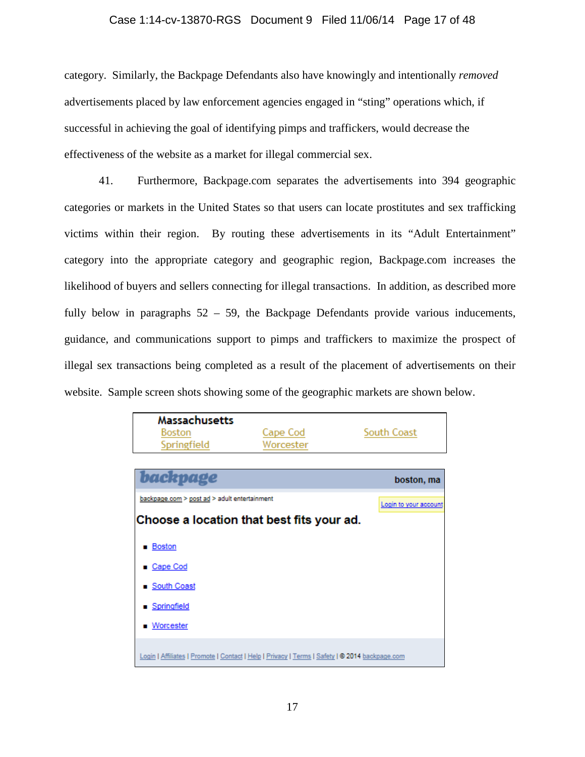category. Similarly, the Backpage Defendants also have knowingly and intentionally *removed* advertisements placed by law enforcement agencies engaged in "sting" operations which, if successful in achieving the goal of identifying pimps and traffickers, would decrease the effectiveness of the website as a market for illegal commercial sex.

41. Furthermore, Backpage.com separates the advertisements into 394 geographic categories or markets in the United States so that users can locate prostitutes and sex trafficking victims within their region. By routing these advertisements in its "Adult Entertainment" category into the appropriate category and geographic region, Backpage.com increases the likelihood of buyers and sellers connecting for illegal transactions. In addition, as described more fully below in paragraphs 52 – 59, the Backpage Defendants provide various inducements, guidance, and communications support to pimps and traffickers to maximize the prospect of illegal sex transactions being completed as a result of the placement of advertisements on their website. Sample screen shots showing some of the geographic markets are shown below.

**Massachusetts**

| | | |
|---|---|---|
| Boston | Cape Cod | South Coast |
| Springfield | Worcester | |

**backpage** — boston, ma

backpage.com > post ad > adult entertainment

Login to your account

**Choose a location that best fits your ad.**

- Boston
- Cape Cod
- South Coast
- Springfield
- Worcester

Login | Affiliates | Promote | Contact | Help | Privacy | Terms | Safety | © 2014 backpage.com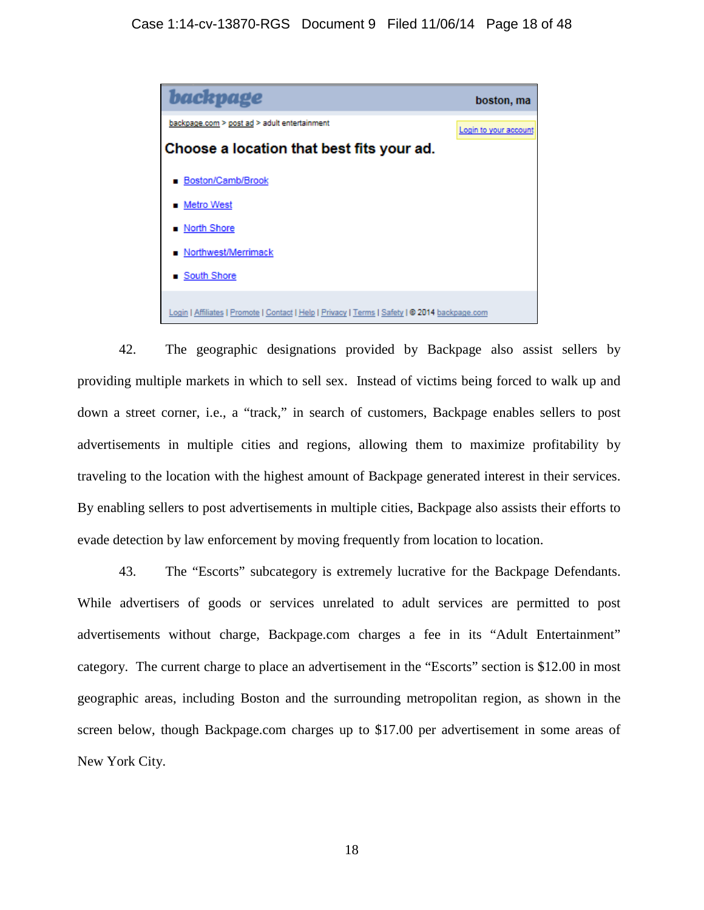backpage — boston, ma

backpage.com > post ad > adult entertainment

Login to your account

**Choose a location that best fits your ad.**

- Boston/Camb/Brook
- Metro West
- North Shore
- Northwest/Merrimack
- South Shore

Login | Affiliates | Promote | Contact | Help | Privacy | Terms | Safety | © 2014 backpage.com

42. The geographic designations provided by Backpage also assist sellers by providing multiple markets in which to sell sex. Instead of victims being forced to walk up and down a street corner, i.e., a "track," in search of customers, Backpage enables sellers to post advertisements in multiple cities and regions, allowing them to maximize profitability by traveling to the location with the highest amount of Backpage generated interest in their services. By enabling sellers to post advertisements in multiple cities, Backpage also assists their efforts to evade detection by law enforcement by moving frequently from location to location.

43. The "Escorts" subcategory is extremely lucrative for the Backpage Defendants. While advertisers of goods or services unrelated to adult services are permitted to post advertisements without charge, Backpage.com charges a fee in its "Adult Entertainment" category. The current charge to place an advertisement in the "Escorts" section is $12.00 in most geographic areas, including Boston and the surrounding metropolitan region, as shown in the screen below, though Backpage.com charges up to $17.00 per advertisement in some areas of New York City.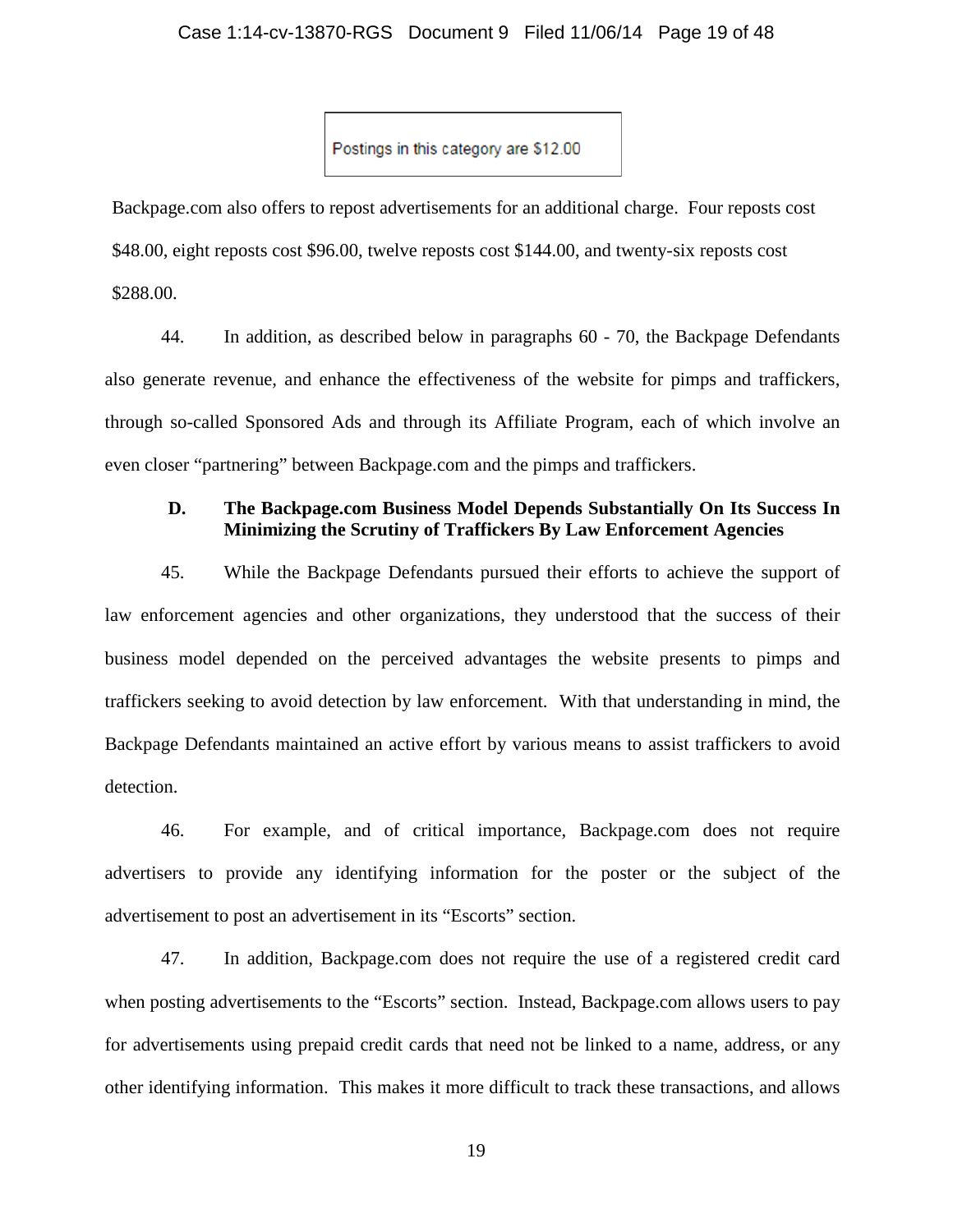Postings in this category are $12.00

Backpage.com also offers to repost advertisements for an additional charge. Four reposts cost $48.00, eight reposts cost $96.00, twelve reposts cost $144.00, and twenty-six reposts cost $288.00.

44. In addition, as described below in paragraphs 60 - 70, the Backpage Defendants also generate revenue, and enhance the effectiveness of the website for pimps and traffickers, through so-called Sponsored Ads and through its Affiliate Program, each of which involve an even closer "partnering" between Backpage.com and the pimps and traffickers.

### D. The Backpage.com Business Model Depends Substantially On Its Success In Minimizing the Scrutiny of Traffickers By Law Enforcement Agencies

45. While the Backpage Defendants pursued their efforts to achieve the support of law enforcement agencies and other organizations, they understood that the success of their business model depended on the perceived advantages the website presents to pimps and traffickers seeking to avoid detection by law enforcement. With that understanding in mind, the Backpage Defendants maintained an active effort by various means to assist traffickers to avoid detection.

46. For example, and of critical importance, Backpage.com does not require advertisers to provide any identifying information for the poster or the subject of the advertisement to post an advertisement in its "Escorts" section.

47. In addition, Backpage.com does not require the use of a registered credit card when posting advertisements to the "Escorts" section. Instead, Backpage.com allows users to pay for advertisements using prepaid credit cards that need not be linked to a name, address, or any other identifying information. This makes it more difficult to track these transactions, and allows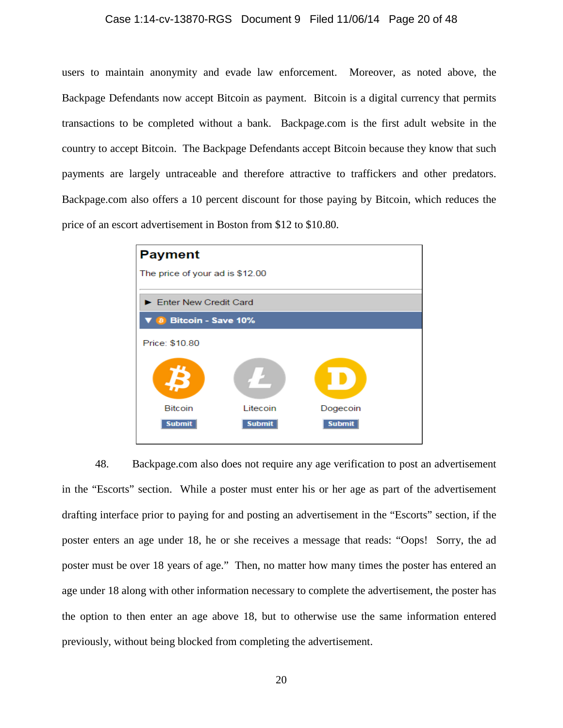users to maintain anonymity and evade law enforcement. Moreover, as noted above, the Backpage Defendants now accept Bitcoin as payment. Bitcoin is a digital currency that permits transactions to be completed without a bank. Backpage.com is the first adult website in the country to accept Bitcoin. The Backpage Defendants accept Bitcoin because they know that such payments are largely untraceable and therefore attractive to traffickers and other predators. Backpage.com also offers a 10 percent discount for those paying by Bitcoin, which reduces the price of an escort advertisement in Boston from $12 to $10.80.

**Payment**

The price of your ad is $12.00

► Enter New Credit Card

▼ **Bitcoin - Save 10%**

Price: $10.80

| Bitcoin | Litecoin | Dogecoin |
|---|---|---|
| Submit | Submit | Submit |

48. Backpage.com also does not require any age verification to post an advertisement in the "Escorts" section. While a poster must enter his or her age as part of the advertisement drafting interface prior to paying for and posting an advertisement in the "Escorts" section, if the poster enters an age under 18, he or she receives a message that reads: "Oops! Sorry, the ad poster must be over 18 years of age." Then, no matter how many times the poster has entered an age under 18 along with other information necessary to complete the advertisement, the poster has the option to then enter an age above 18, but to otherwise use the same information entered previously, without being blocked from completing the advertisement.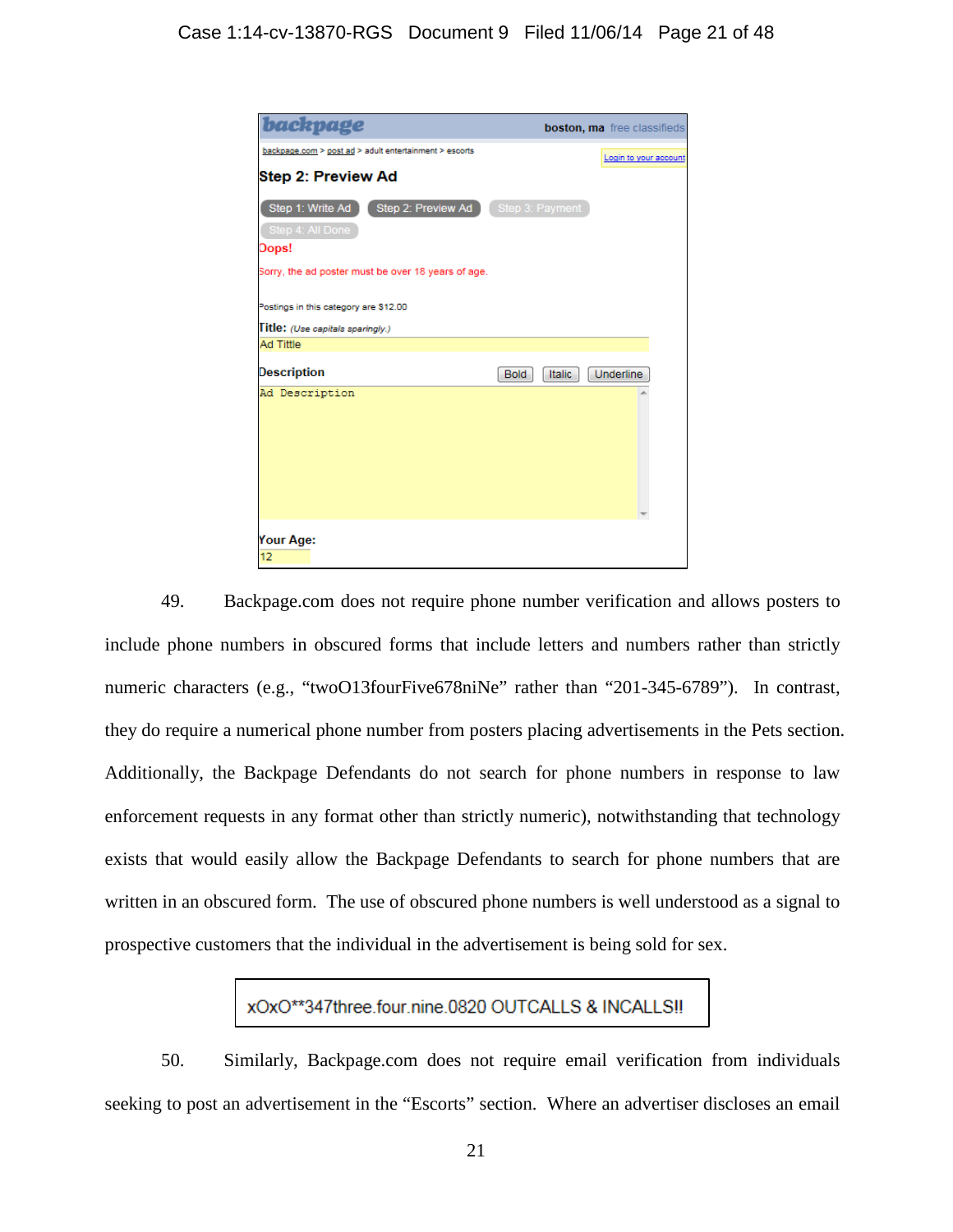backpage boston, ma free classifieds

backpage.com > post ad > adult entertainment > escorts

Login to your account

**Step 2: Preview Ad**

Step 1: Write Ad | Step 2: Preview Ad | Step 3: Payment | Step 4: All Done

**Oops!**

Sorry, the ad poster must be over 18 years of age.

Postings in this category are $12.00

**Title:** *(Use capitals sparingly.)*

Ad Tittle

**Description** Bold Italic Underline

Ad Description

**Your Age:**

12

49. Backpage.com does not require phone number verification and allows posters to include phone numbers in obscured forms that include letters and numbers rather than strictly numeric characters (e.g., "twoO13fourFive678niNe" rather than "201-345-6789"). In contrast, they do require a numerical phone number from posters placing advertisements in the Pets section. Additionally, the Backpage Defendants do not search for phone numbers in response to law enforcement requests in any format other than strictly numeric), notwithstanding that technology exists that would easily allow the Backpage Defendants to search for phone numbers that are written in an obscured form. The use of obscured phone numbers is well understood as a signal to prospective customers that the individual in the advertisement is being sold for sex.

xOxO**347three.four.nine.0820 OUTCALLS & INCALLS!!

50. Similarly, Backpage.com does not require email verification from individuals seeking to post an advertisement in the "Escorts" section. Where an advertiser discloses an email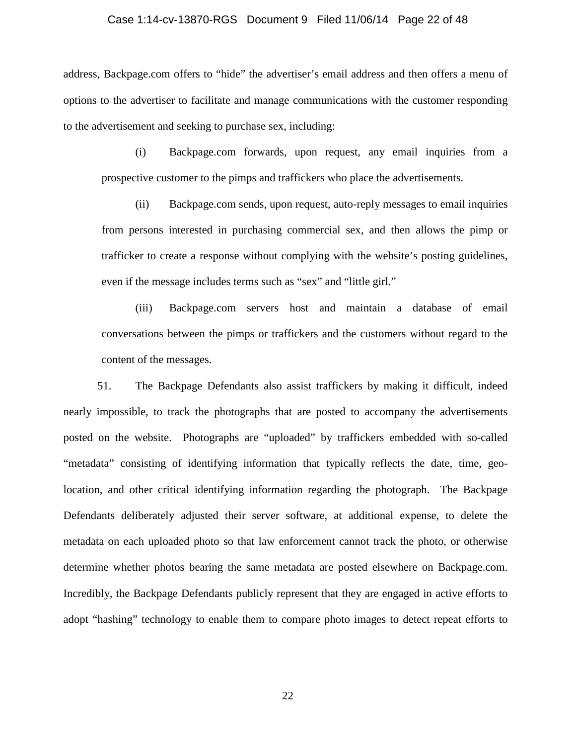address, Backpage.com offers to "hide" the advertiser's email address and then offers a menu of options to the advertiser to facilitate and manage communications with the customer responding to the advertisement and seeking to purchase sex, including:

(i) Backpage.com forwards, upon request, any email inquiries from a prospective customer to the pimps and traffickers who place the advertisements.

(ii) Backpage.com sends, upon request, auto-reply messages to email inquiries from persons interested in purchasing commercial sex, and then allows the pimp or trafficker to create a response without complying with the website's posting guidelines, even if the message includes terms such as "sex" and "little girl."

(iii) Backpage.com servers host and maintain a database of email conversations between the pimps or traffickers and the customers without regard to the content of the messages.

51. The Backpage Defendants also assist traffickers by making it difficult, indeed nearly impossible, to track the photographs that are posted to accompany the advertisements posted on the website. Photographs are "uploaded" by traffickers embedded with so-called "metadata" consisting of identifying information that typically reflects the date, time, geo-location, and other critical identifying information regarding the photograph. The Backpage Defendants deliberately adjusted their server software, at additional expense, to delete the metadata on each uploaded photo so that law enforcement cannot track the photo, or otherwise determine whether photos bearing the same metadata are posted elsewhere on Backpage.com. Incredibly, the Backpage Defendants publicly represent that they are engaged in active efforts to adopt "hashing" technology to enable them to compare photo images to detect repeat efforts to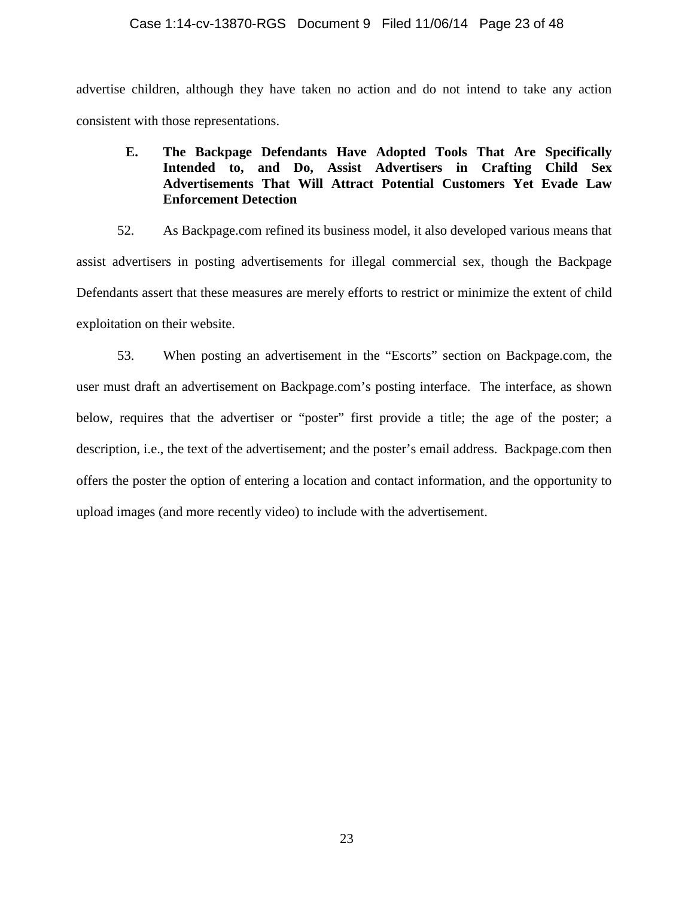advertise children, although they have taken no action and do not intend to take any action consistent with those representations.

### E. The Backpage Defendants Have Adopted Tools That Are Specifically Intended to, and Do, Assist Advertisers in Crafting Child Sex Advertisements That Will Attract Potential Customers Yet Evade Law Enforcement Detection

52. As Backpage.com refined its business model, it also developed various means that assist advertisers in posting advertisements for illegal commercial sex, though the Backpage Defendants assert that these measures are merely efforts to restrict or minimize the extent of child exploitation on their website.

53. When posting an advertisement in the "Escorts" section on Backpage.com, the user must draft an advertisement on Backpage.com's posting interface. The interface, as shown below, requires that the advertiser or "poster" first provide a title; the age of the poster; a description, i.e., the text of the advertisement; and the poster's email address. Backpage.com then offers the poster the option of entering a location and contact information, and the opportunity to upload images (and more recently video) to include with the advertisement.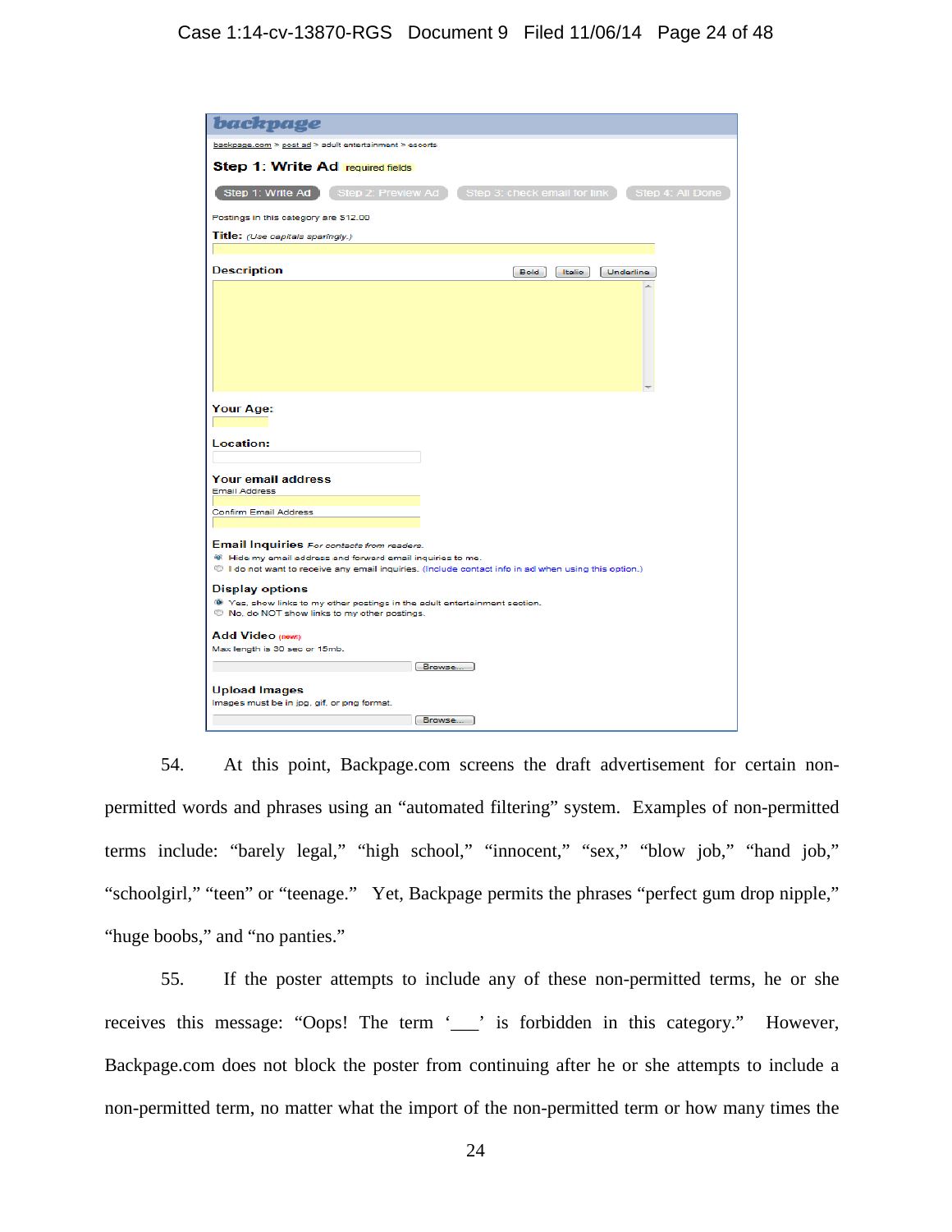**backpage**

backpage.com > post ad > adult entertainment > escorts

**Step 1: Write Ad** required fields

Step 1: Write Ad | Step 2: Preview Ad | Step 3: check email for link | Step 4: All Done

Postings in this category are $12.00

**Title:** *(Use capitals sparingly.)*

**Description** Bold Italic Underline

**Your Age:**

**Location:**

**Your email address**
Email Address

Confirm Email Address

**Email Inquiries** *For contacts from readers.*
- Hide my email address and forward email inquiries to me.
- I do not want to receive any email inquiries. (Include contact info in ad when using this option.)

**Display options**
- Yes, show links to my other postings in the adult entertainment section.
- No, do NOT show links to my other postings.

**Add Video** (new!)
Max length is 30 sec or 15mb.

Browse...

**Upload Images**
Images must be in jpg, gif, or png format.

Browse...

54. At this point, Backpage.com screens the draft advertisement for certain non-permitted words and phrases using an "automated filtering" system. Examples of non-permitted terms include: "barely legal," "high school," "innocent," "sex," "blow job," "hand job," "schoolgirl," "teen" or "teenage." Yet, Backpage permits the phrases "perfect gum drop nipple," "huge boobs," and "no panties."

55. If the poster attempts to include any of these non-permitted terms, he or she receives this message: "Oops! The term '\_\_\_' is forbidden in this category." However, Backpage.com does not block the poster from continuing after he or she attempts to include a non-permitted term, no matter what the import of the non-permitted term or how many times the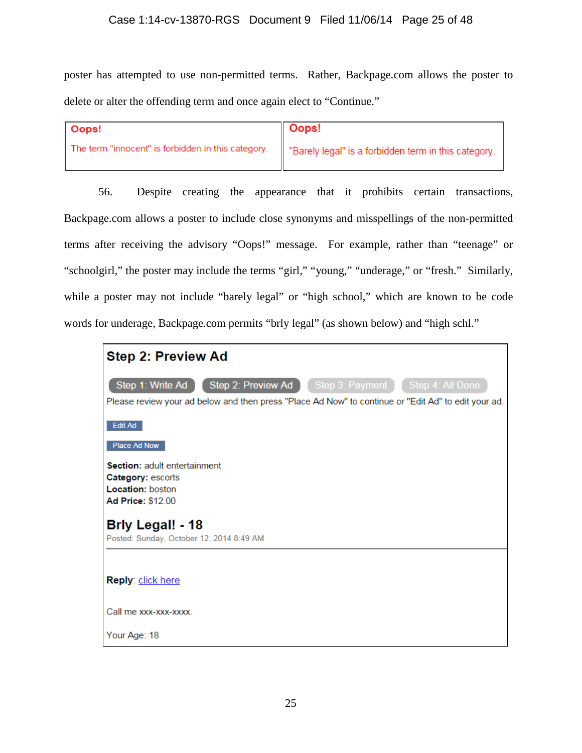poster has attempted to use non-permitted terms. Rather, Backpage.com allows the poster to delete or alter the offending term and once again elect to "Continue."

| **Oops!**<br>The term "innocent" is forbidden in this category. | **Oops!**<br>"Barely legal" is a forbidden term in this category. |
|---|---|

56. Despite creating the appearance that it prohibits certain transactions, Backpage.com allows a poster to include close synonyms and misspellings of the non-permitted terms after receiving the advisory "Oops!" message. For example, rather than "teenage" or "schoolgirl," the poster may include the terms "girl," "young," "underage," or "fresh." Similarly, while a poster may not include "barely legal" or "high school," which are known to be code words for underage, Backpage.com permits "brly legal" (as shown below) and "high schl."

> **Step 2: Preview Ad**
>
> Step 1: Write Ad | Step 2: Preview Ad | Step 3: Payment | Step 4: All Done
>
> Please review your ad below and then press "Place Ad Now" to continue or "Edit Ad" to edit your ad.
>
> Edit Ad
>
> Place Ad Now
>
> **Section:** adult entertainment
> **Category:** escorts
> **Location:** boston
> **Ad Price:** $12.00
>
> **Brly Legal! - 18**
> Posted: Sunday, October 12, 2014 8:49 AM
>
> **Reply**: click here
>
> Call me xxx-xxx-xxxx.
>
> Your Age: 18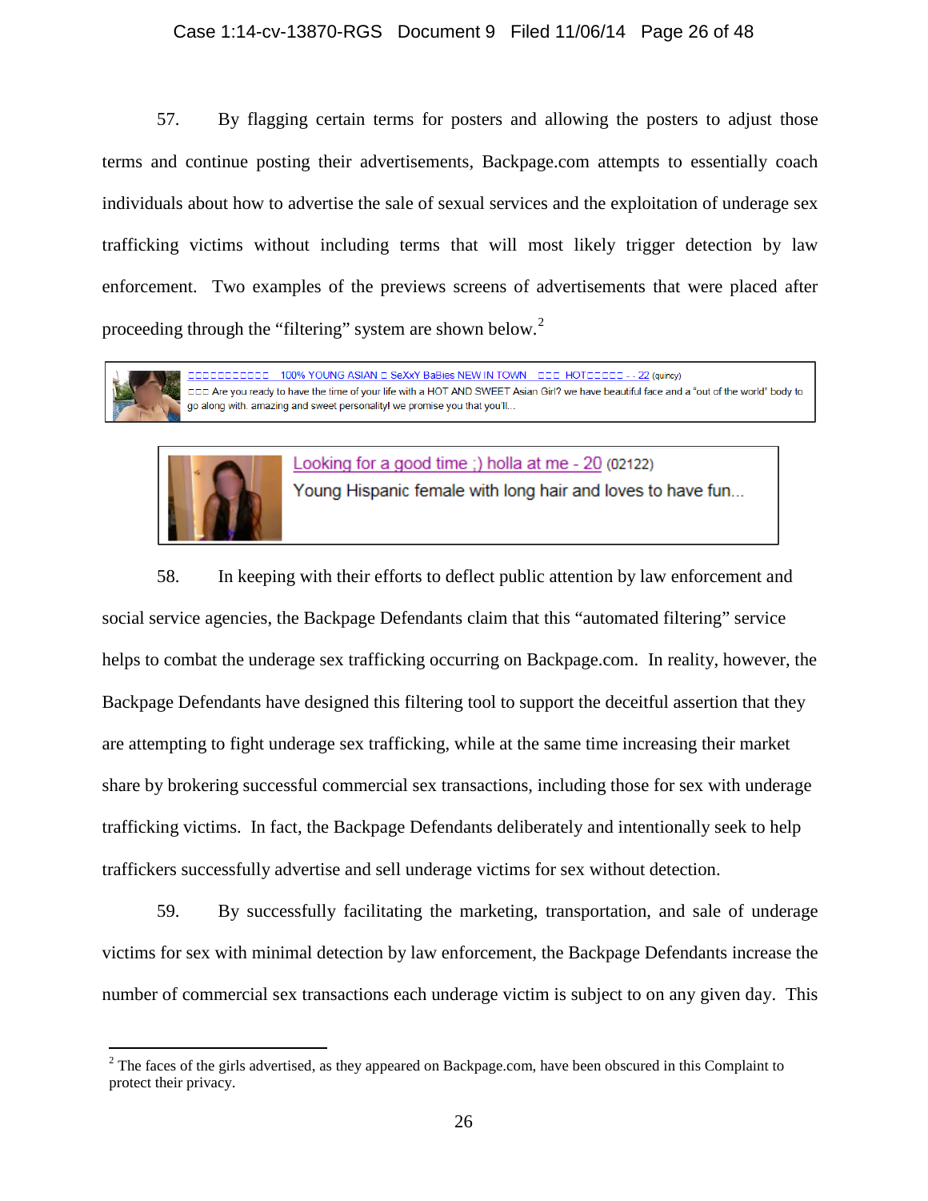57. By flagging certain terms for posters and allowing the posters to adjust those terms and continue posting their advertisements, Backpage.com attempts to essentially coach individuals about how to advertise the sale of sexual services and the exploitation of underage sex trafficking victims without including terms that will most likely trigger detection by law enforcement. Two examples of the previews screens of advertisements that were placed after proceeding through the "filtering" system are shown below.[2]

□□□□□□□□□□□ 100% YOUNG ASIAN □ SeXxY BaBies NEW IN TOWN □□□ HOT□□□□□□ - - 22 (quincy)
□□□ Are you ready to have the time of your life with a HOT AND SWEET Asian Girl? we have beautiful face and a "out of the world" body to go along with. amazing and sweet personality! we promise you that you'll...

Looking for a good time ;) holla at me - 20 (02122)
Young Hispanic female with long hair and loves to have fun...

58. In keeping with their efforts to deflect public attention by law enforcement and social service agencies, the Backpage Defendants claim that this "automated filtering" service helps to combat the underage sex trafficking occurring on Backpage.com. In reality, however, the Backpage Defendants have designed this filtering tool to support the deceitful assertion that they are attempting to fight underage sex trafficking, while at the same time increasing their market share by brokering successful commercial sex transactions, including those for sex with underage trafficking victims. In fact, the Backpage Defendants deliberately and intentionally seek to help traffickers successfully advertise and sell underage victims for sex without detection.

59. By successfully facilitating the marketing, transportation, and sale of underage victims for sex with minimal detection by law enforcement, the Backpage Defendants increase the number of commercial sex transactions each underage victim is subject to on any given day. This

---

[2] The faces of the girls advertised, as they appeared on Backpage.com, have been obscured in this Complaint to protect their privacy.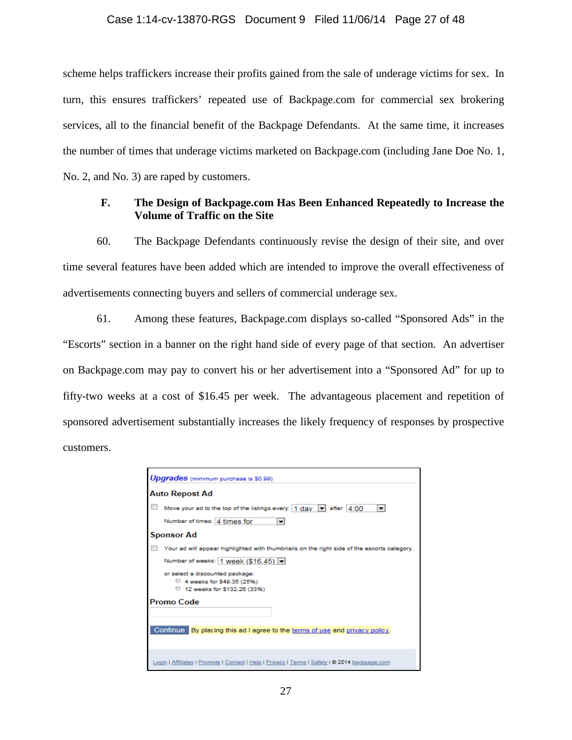scheme helps traffickers increase their profits gained from the sale of underage victims for sex. In turn, this ensures traffickers' repeated use of Backpage.com for commercial sex brokering services, all to the financial benefit of the Backpage Defendants. At the same time, it increases the number of times that underage victims marketed on Backpage.com (including Jane Doe No. 1, No. 2, and No. 3) are raped by customers.

### F. The Design of Backpage.com Has Been Enhanced Repeatedly to Increase the Volume of Traffic on the Site

60. The Backpage Defendants continuously revise the design of their site, and over time several features have been added which are intended to improve the overall effectiveness of advertisements connecting buyers and sellers of commercial underage sex.

61. Among these features, Backpage.com displays so-called "Sponsored Ads" in the "Escorts" section in a banner on the right hand side of every page of that section. An advertiser on Backpage.com may pay to convert his or her advertisement into a "Sponsored Ad" for up to fifty-two weeks at a cost of $16.45 per week. The advantageous placement and repetition of sponsored advertisement substantially increases the likely frequency of responses by prospective customers.

*Upgrades* (minimum purchase is $0.99)

**Auto Repost Ad**

☐ Move your ad to the top of the listings every: 1 day after 4:00

Number of times: 4 times for

**Sponsor Ad**

☐ Your ad will appear highlighted with thumbnails on the right side of the escorts category.

Number of weeks: 1 week ($16.45)

or select a discounted package:
- 4 weeks for $49.35 (25%)
- 12 weeks for $132.26 (33%)

**Promo Code**

Continue By placing this ad I agree to the terms of use and privacy policy.

Login | Affiliates | Promote | Contact | Help | Privacy | Terms | Safety | © 2014 backpage.com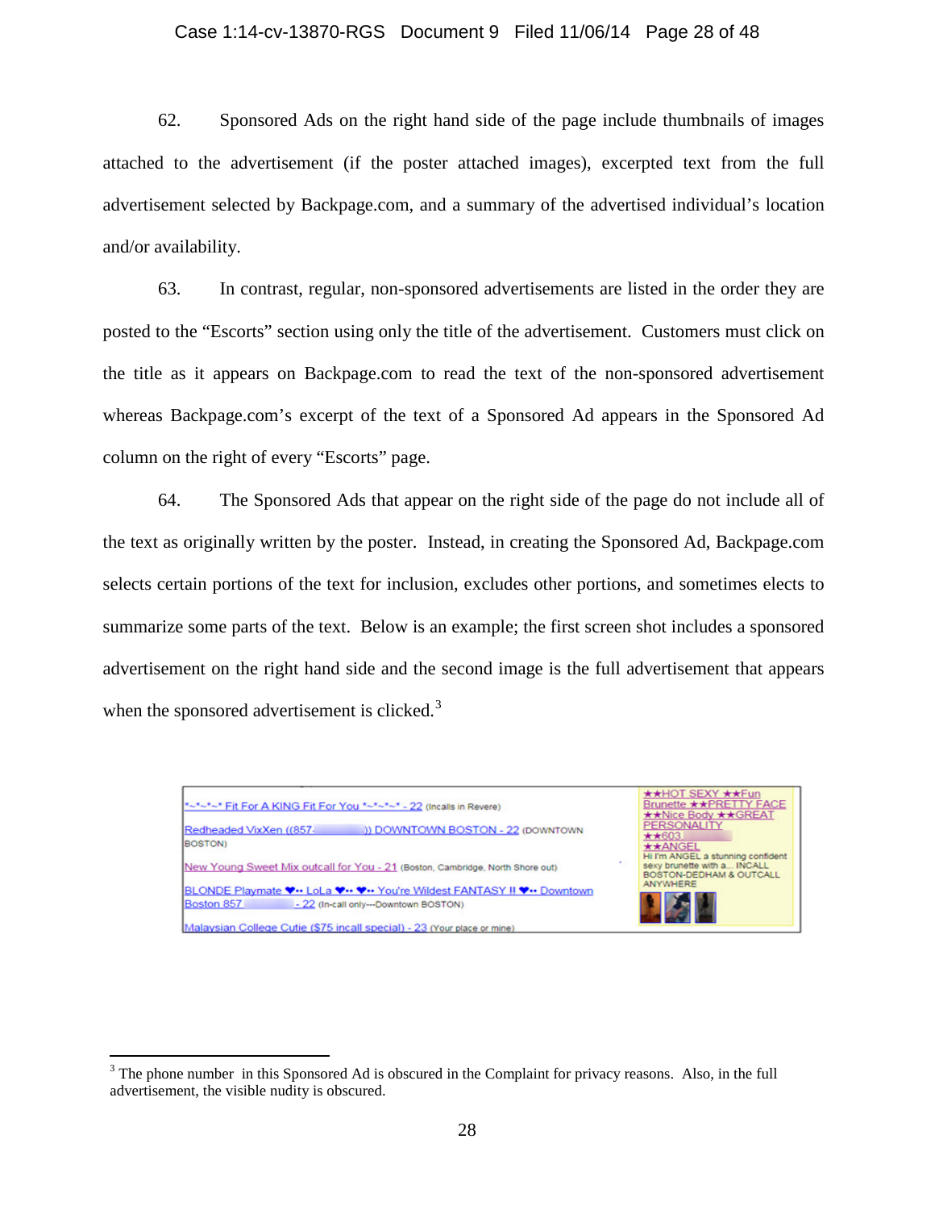62. Sponsored Ads on the right hand side of the page include thumbnails of images attached to the advertisement (if the poster attached images), excerpted text from the full advertisement selected by Backpage.com, and a summary of the advertised individual's location and/or availability.

63. In contrast, regular, non-sponsored advertisements are listed in the order they are posted to the "Escorts" section using only the title of the advertisement. Customers must click on the title as it appears on Backpage.com to read the text of the non-sponsored advertisement whereas Backpage.com's excerpt of the text of a Sponsored Ad appears in the Sponsored Ad column on the right of every "Escorts" page.

64. The Sponsored Ads that appear on the right side of the page do not include all of the text as originally written by the poster. Instead, in creating the Sponsored Ad, Backpage.com selects certain portions of the text for inclusion, excludes other portions, and sometimes elects to summarize some parts of the text. Below is an example; the first screen shot includes a sponsored advertisement on the right hand side and the second image is the full advertisement that appears when the sponsored advertisement is clicked.[3]

*~*~*~* Fit For A KING Fit For You *~*~*~* - 22 (Incalls in Revere)

Redheaded VixXen ((857- )) DOWNTOWN BOSTON - 22 (DOWNTOWN BOSTON)

New Young Sweet Mix outcall for You - 21 (Boston, Cambridge, North Shore out)

BLONDE Playmate ♥•• LoLa ♥•• ♥•• You're Wildest FANTASY !! ♥•• Downtown Boston 857 - 22 (In-call only---Downtown BOSTON)

Malaysian College Cutie ($75 incall special) - 23 (Your place or mine)

★★HOT SEXY ★★Fun Brunette ★★PRETTY FACE ★★Nice Body ★★GREAT PERSONALITY ★★603 ★★ANGEL
Hi I'm ANGEL a stunning confident sexy brunette with a... INCALL BOSTON-DEDHAM & OUTCALL ANYWHERE

---

[3] The phone number in this Sponsored Ad is obscured in the Complaint for privacy reasons. Also, in the full advertisement, the visible nudity is obscured.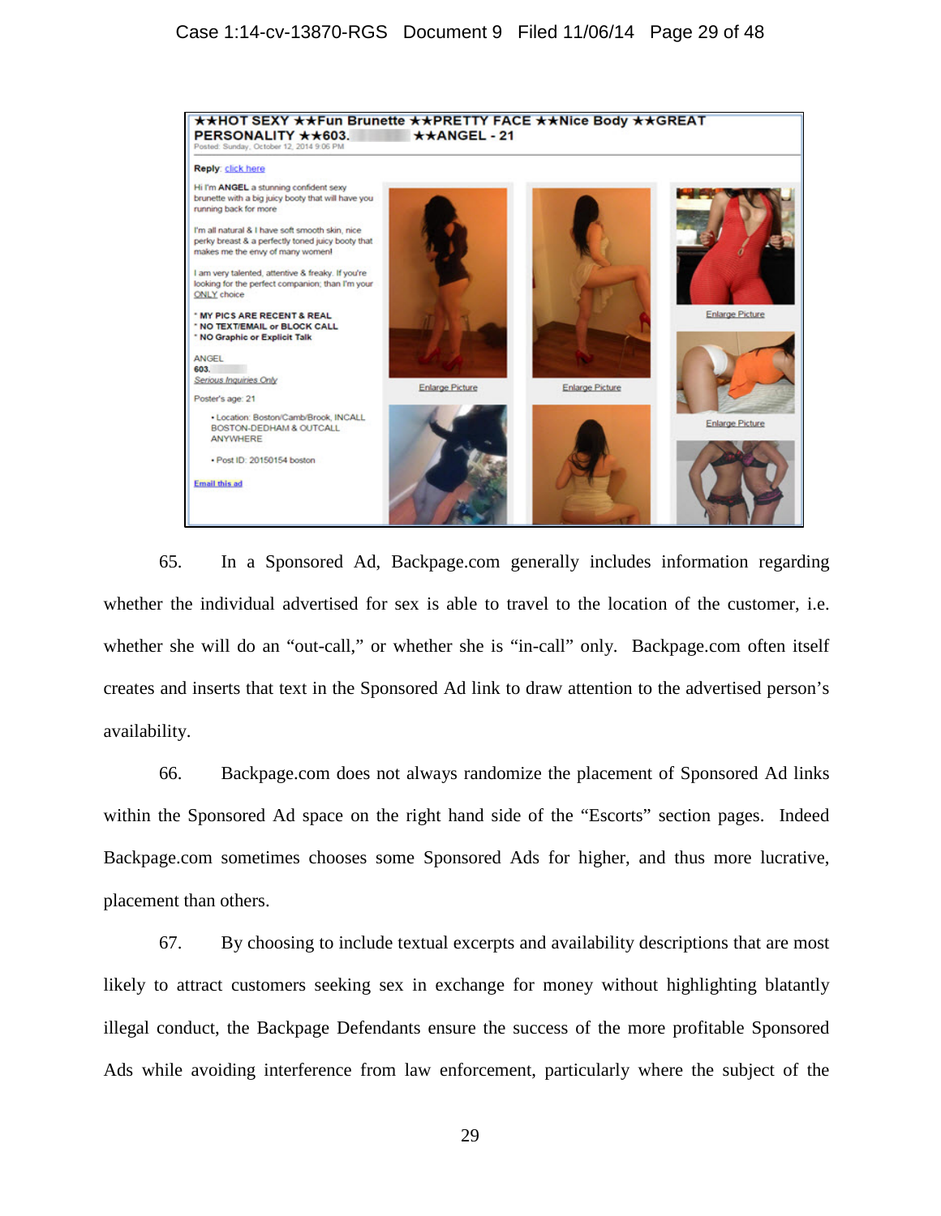★★HOT SEXY ★★Fun Brunette ★★PRETTY FACE ★★Nice Body ★★GREAT PERSONALITY ★★603. ★★ANGEL - 21

Posted: Sunday, October 12, 2014 9:06 PM

Reply: click here

Hi I'm **ANGEL** a stunning confident sexy brunette with a big juicy booty that will have you running back for more

I'm all natural & I have soft smooth skin, nice perky breast & a perfectly toned juicy booty that makes me the envy of many women!

I am very talented, attentive & freaky. If you're looking for the perfect companion; than I'm your ONLY choice

* **MY PICS ARE RECENT & REAL**
* **NO TEXT/EMAIL or BLOCK CALL**
* **NO Graphic or Explicit Talk**

ANGEL
**603.**
*Serious Inquiries Only*

Poster's age: 21

- Location: Boston/Camb/Brook, INCALL BOSTON-DEDHAM & OUTCALL ANYWHERE
- Post ID: 20150154 boston

Email this ad

Enlarge Picture | Enlarge Picture | Enlarge Picture | Enlarge Picture

65. In a Sponsored Ad, Backpage.com generally includes information regarding whether the individual advertised for sex is able to travel to the location of the customer, i.e. whether she will do an "out-call," or whether she is "in-call" only. Backpage.com often itself creates and inserts that text in the Sponsored Ad link to draw attention to the advertised person's availability.

66. Backpage.com does not always randomize the placement of Sponsored Ad links within the Sponsored Ad space on the right hand side of the "Escorts" section pages. Indeed Backpage.com sometimes chooses some Sponsored Ads for higher, and thus more lucrative, placement than others.

67. By choosing to include textual excerpts and availability descriptions that are most likely to attract customers seeking sex in exchange for money without highlighting blatantly illegal conduct, the Backpage Defendants ensure the success of the more profitable Sponsored Ads while avoiding interference from law enforcement, particularly where the subject of the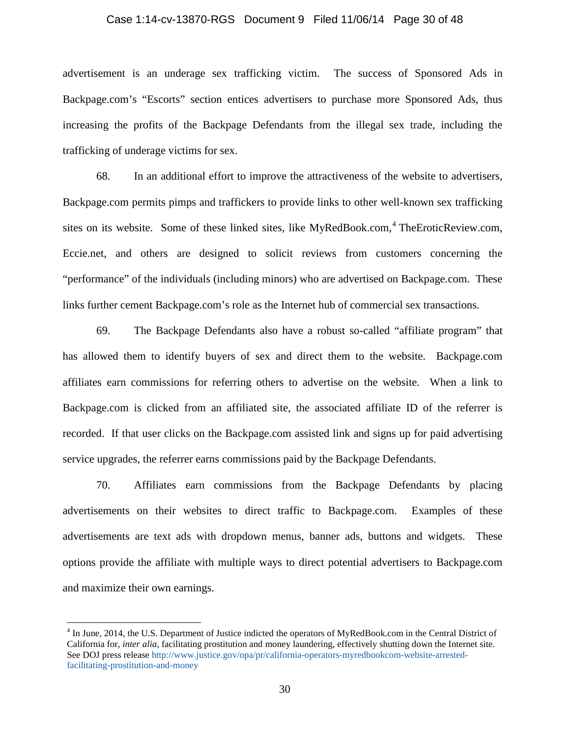advertisement is an underage sex trafficking victim. The success of Sponsored Ads in Backpage.com's "Escorts" section entices advertisers to purchase more Sponsored Ads, thus increasing the profits of the Backpage Defendants from the illegal sex trade, including the trafficking of underage victims for sex.

68. In an additional effort to improve the attractiveness of the website to advertisers, Backpage.com permits pimps and traffickers to provide links to other well-known sex trafficking sites on its website. Some of these linked sites, like MyRedBook.com,[4] TheEroticReview.com, Eccie.net, and others are designed to solicit reviews from customers concerning the "performance" of the individuals (including minors) who are advertised on Backpage.com. These links further cement Backpage.com's role as the Internet hub of commercial sex transactions.

69. The Backpage Defendants also have a robust so-called "affiliate program" that has allowed them to identify buyers of sex and direct them to the website. Backpage.com affiliates earn commissions for referring others to advertise on the website. When a link to Backpage.com is clicked from an affiliated site, the associated affiliate ID of the referrer is recorded. If that user clicks on the Backpage.com assisted link and signs up for paid advertising service upgrades, the referrer earns commissions paid by the Backpage Defendants.

70. Affiliates earn commissions from the Backpage Defendants by placing advertisements on their websites to direct traffic to Backpage.com. Examples of these advertisements are text ads with dropdown menus, banner ads, buttons and widgets. These options provide the affiliate with multiple ways to direct potential advertisers to Backpage.com and maximize their own earnings.

---

[4] In June, 2014, the U.S. Department of Justice indicted the operators of MyRedBook.com in the Central District of California for, *inter alia*, facilitating prostitution and money laundering, effectively shutting down the Internet site. See DOJ press release http://www.justice.gov/opa/pr/california-operators-myredbookcom-website-arrested-facilitating-prostitution-and-money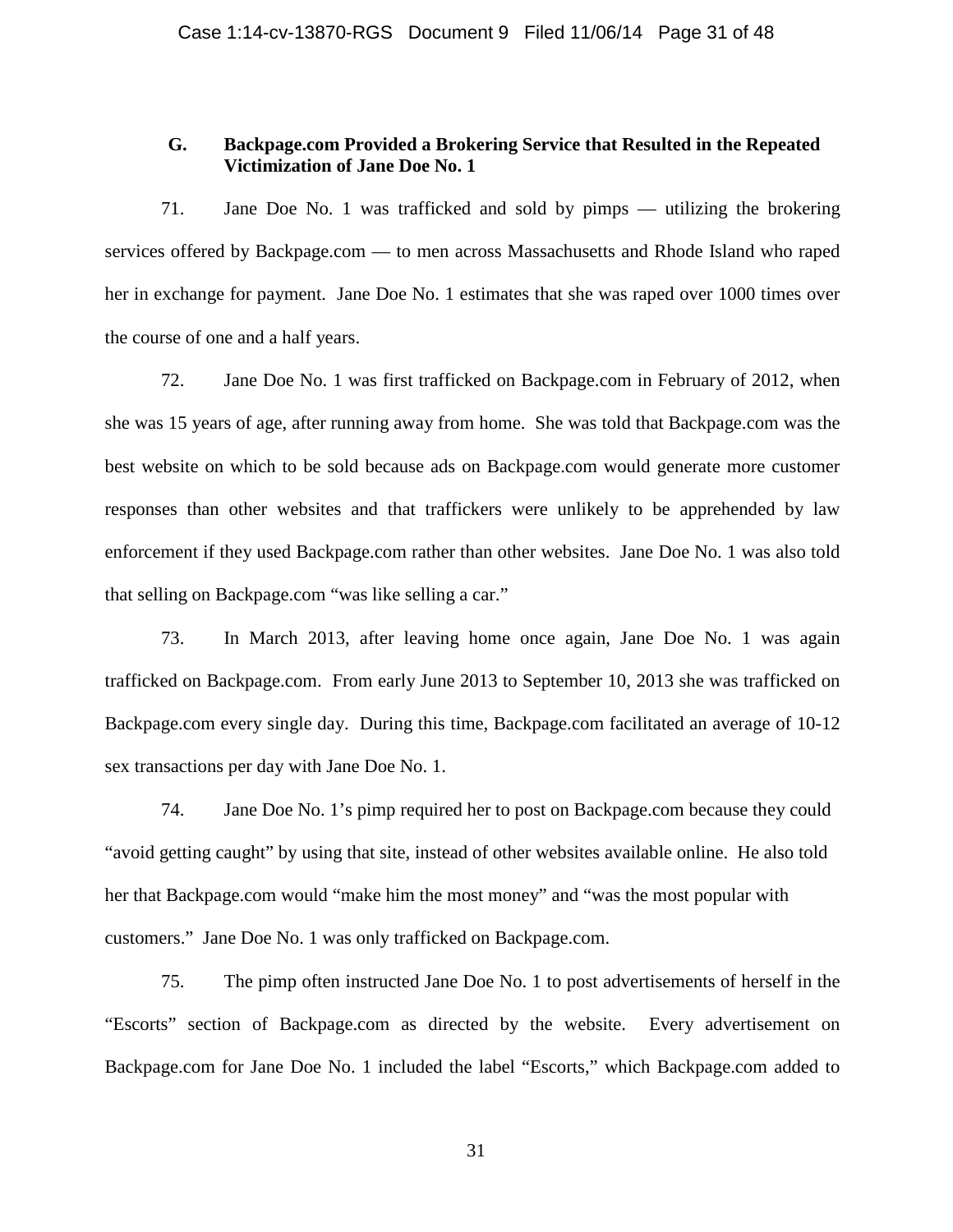### G. Backpage.com Provided a Brokering Service that Resulted in the Repeated Victimization of Jane Doe No. 1

71. Jane Doe No. 1 was trafficked and sold by pimps — utilizing the brokering services offered by Backpage.com — to men across Massachusetts and Rhode Island who raped her in exchange for payment. Jane Doe No. 1 estimates that she was raped over 1000 times over the course of one and a half years.

72. Jane Doe No. 1 was first trafficked on Backpage.com in February of 2012, when she was 15 years of age, after running away from home. She was told that Backpage.com was the best website on which to be sold because ads on Backpage.com would generate more customer responses than other websites and that traffickers were unlikely to be apprehended by law enforcement if they used Backpage.com rather than other websites. Jane Doe No. 1 was also told that selling on Backpage.com "was like selling a car."

73. In March 2013, after leaving home once again, Jane Doe No. 1 was again trafficked on Backpage.com. From early June 2013 to September 10, 2013 she was trafficked on Backpage.com every single day. During this time, Backpage.com facilitated an average of 10-12 sex transactions per day with Jane Doe No. 1.

74. Jane Doe No. 1's pimp required her to post on Backpage.com because they could "avoid getting caught" by using that site, instead of other websites available online. He also told her that Backpage.com would "make him the most money" and "was the most popular with customers." Jane Doe No. 1 was only trafficked on Backpage.com.

75. The pimp often instructed Jane Doe No. 1 to post advertisements of herself in the "Escorts" section of Backpage.com as directed by the website. Every advertisement on Backpage.com for Jane Doe No. 1 included the label "Escorts," which Backpage.com added to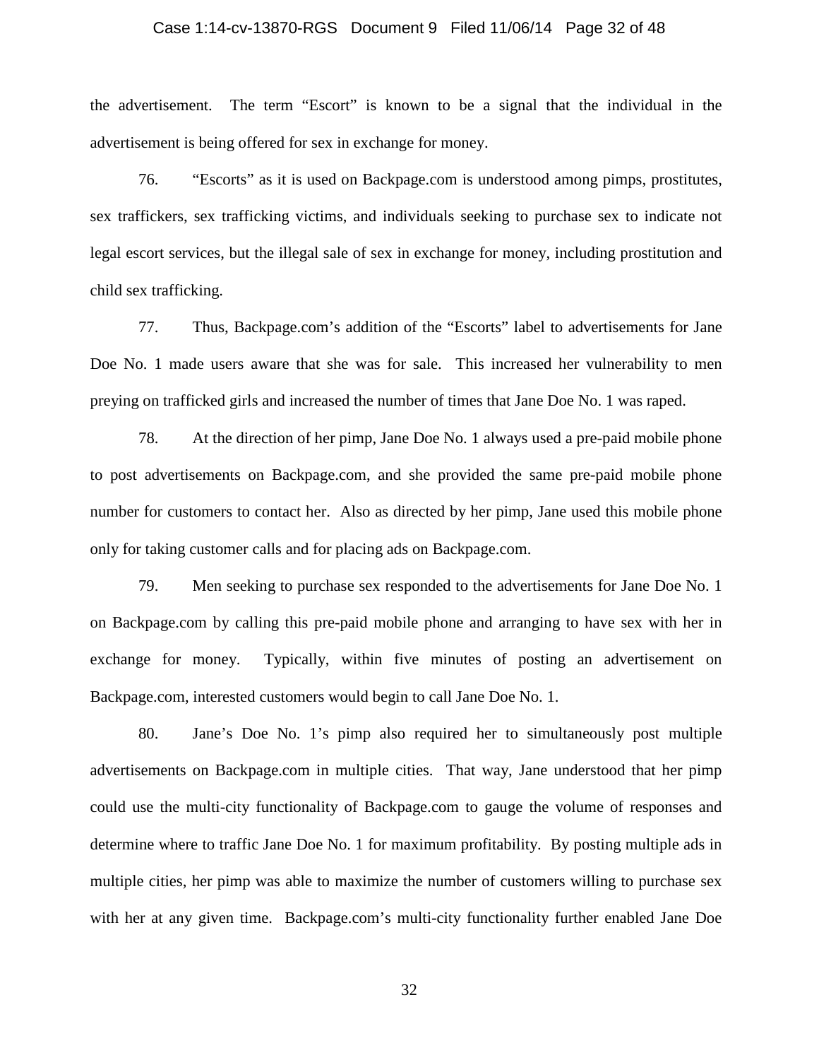the advertisement. The term "Escort" is known to be a signal that the individual in the advertisement is being offered for sex in exchange for money.

76. "Escorts" as it is used on Backpage.com is understood among pimps, prostitutes, sex traffickers, sex trafficking victims, and individuals seeking to purchase sex to indicate not legal escort services, but the illegal sale of sex in exchange for money, including prostitution and child sex trafficking.

77. Thus, Backpage.com's addition of the "Escorts" label to advertisements for Jane Doe No. 1 made users aware that she was for sale. This increased her vulnerability to men preying on trafficked girls and increased the number of times that Jane Doe No. 1 was raped.

78. At the direction of her pimp, Jane Doe No. 1 always used a pre-paid mobile phone to post advertisements on Backpage.com, and she provided the same pre-paid mobile phone number for customers to contact her. Also as directed by her pimp, Jane used this mobile phone only for taking customer calls and for placing ads on Backpage.com.

79. Men seeking to purchase sex responded to the advertisements for Jane Doe No. 1 on Backpage.com by calling this pre-paid mobile phone and arranging to have sex with her in exchange for money. Typically, within five minutes of posting an advertisement on Backpage.com, interested customers would begin to call Jane Doe No. 1.

80. Jane's Doe No. 1's pimp also required her to simultaneously post multiple advertisements on Backpage.com in multiple cities. That way, Jane understood that her pimp could use the multi-city functionality of Backpage.com to gauge the volume of responses and determine where to traffic Jane Doe No. 1 for maximum profitability. By posting multiple ads in multiple cities, her pimp was able to maximize the number of customers willing to purchase sex with her at any given time. Backpage.com's multi-city functionality further enabled Jane Doe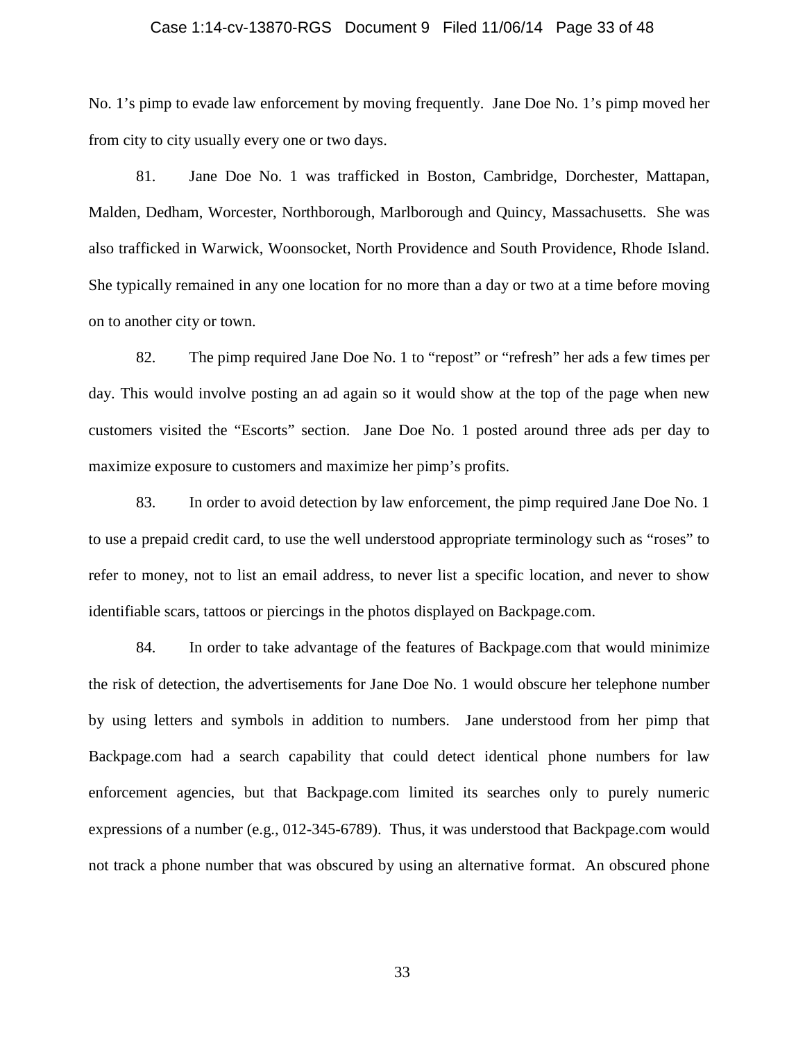No. 1's pimp to evade law enforcement by moving frequently. Jane Doe No. 1's pimp moved her from city to city usually every one or two days.

81. Jane Doe No. 1 was trafficked in Boston, Cambridge, Dorchester, Mattapan, Malden, Dedham, Worcester, Northborough, Marlborough and Quincy, Massachusetts. She was also trafficked in Warwick, Woonsocket, North Providence and South Providence, Rhode Island. She typically remained in any one location for no more than a day or two at a time before moving on to another city or town.

82. The pimp required Jane Doe No. 1 to "repost" or "refresh" her ads a few times per day. This would involve posting an ad again so it would show at the top of the page when new customers visited the "Escorts" section. Jane Doe No. 1 posted around three ads per day to maximize exposure to customers and maximize her pimp's profits.

83. In order to avoid detection by law enforcement, the pimp required Jane Doe No. 1 to use a prepaid credit card, to use the well understood appropriate terminology such as "roses" to refer to money, not to list an email address, to never list a specific location, and never to show identifiable scars, tattoos or piercings in the photos displayed on Backpage.com.

84. In order to take advantage of the features of Backpage.com that would minimize the risk of detection, the advertisements for Jane Doe No. 1 would obscure her telephone number by using letters and symbols in addition to numbers. Jane understood from her pimp that Backpage.com had a search capability that could detect identical phone numbers for law enforcement agencies, but that Backpage.com limited its searches only to purely numeric expressions of a number (e.g., 012-345-6789). Thus, it was understood that Backpage.com would not track a phone number that was obscured by using an alternative format. An obscured phone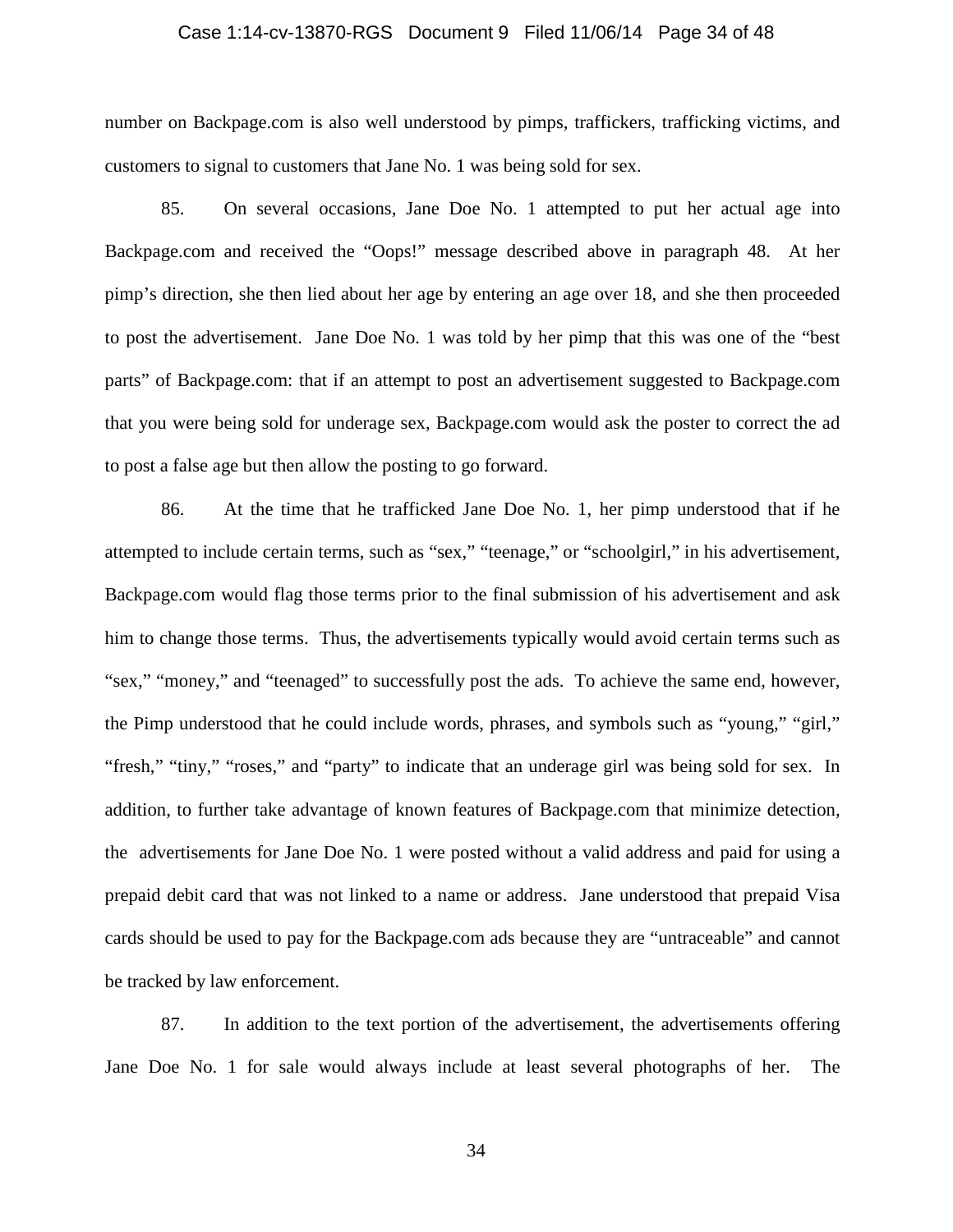number on Backpage.com is also well understood by pimps, traffickers, trafficking victims, and customers to signal to customers that Jane No. 1 was being sold for sex.

85. On several occasions, Jane Doe No. 1 attempted to put her actual age into Backpage.com and received the "Oops!" message described above in paragraph 48. At her pimp's direction, she then lied about her age by entering an age over 18, and she then proceeded to post the advertisement. Jane Doe No. 1 was told by her pimp that this was one of the "best parts" of Backpage.com: that if an attempt to post an advertisement suggested to Backpage.com that you were being sold for underage sex, Backpage.com would ask the poster to correct the ad to post a false age but then allow the posting to go forward.

86. At the time that he trafficked Jane Doe No. 1, her pimp understood that if he attempted to include certain terms, such as "sex," "teenage," or "schoolgirl," in his advertisement, Backpage.com would flag those terms prior to the final submission of his advertisement and ask him to change those terms. Thus, the advertisements typically would avoid certain terms such as "sex," "money," and "teenaged" to successfully post the ads. To achieve the same end, however, the Pimp understood that he could include words, phrases, and symbols such as "young," "girl," "fresh," "tiny," "roses," and "party" to indicate that an underage girl was being sold for sex. In addition, to further take advantage of known features of Backpage.com that minimize detection, the advertisements for Jane Doe No. 1 were posted without a valid address and paid for using a prepaid debit card that was not linked to a name or address. Jane understood that prepaid Visa cards should be used to pay for the Backpage.com ads because they are "untraceable" and cannot be tracked by law enforcement.

87. In addition to the text portion of the advertisement, the advertisements offering Jane Doe No. 1 for sale would always include at least several photographs of her. The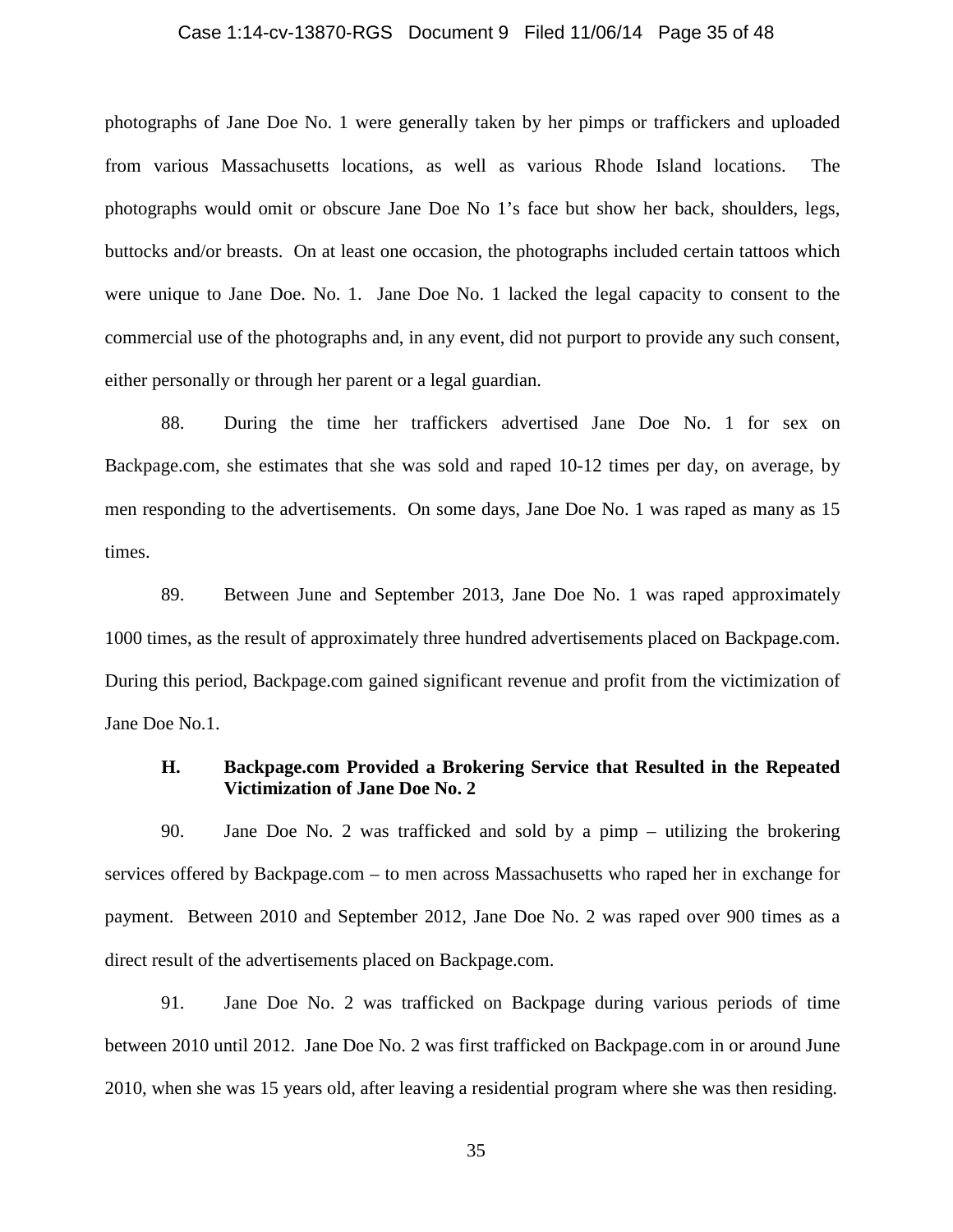photographs of Jane Doe No. 1 were generally taken by her pimps or traffickers and uploaded from various Massachusetts locations, as well as various Rhode Island locations. The photographs would omit or obscure Jane Doe No 1's face but show her back, shoulders, legs, buttocks and/or breasts. On at least one occasion, the photographs included certain tattoos which were unique to Jane Doe. No. 1. Jane Doe No. 1 lacked the legal capacity to consent to the commercial use of the photographs and, in any event, did not purport to provide any such consent, either personally or through her parent or a legal guardian.

88. During the time her traffickers advertised Jane Doe No. 1 for sex on Backpage.com, she estimates that she was sold and raped 10-12 times per day, on average, by men responding to the advertisements. On some days, Jane Doe No. 1 was raped as many as 15 times.

89. Between June and September 2013, Jane Doe No. 1 was raped approximately 1000 times, as the result of approximately three hundred advertisements placed on Backpage.com. During this period, Backpage.com gained significant revenue and profit from the victimization of Jane Doe No.1.

### H. Backpage.com Provided a Brokering Service that Resulted in the Repeated Victimization of Jane Doe No. 2

90. Jane Doe No. 2 was trafficked and sold by a pimp – utilizing the brokering services offered by Backpage.com – to men across Massachusetts who raped her in exchange for payment. Between 2010 and September 2012, Jane Doe No. 2 was raped over 900 times as a direct result of the advertisements placed on Backpage.com.

91. Jane Doe No. 2 was trafficked on Backpage during various periods of time between 2010 until 2012. Jane Doe No. 2 was first trafficked on Backpage.com in or around June 2010, when she was 15 years old, after leaving a residential program where she was then residing.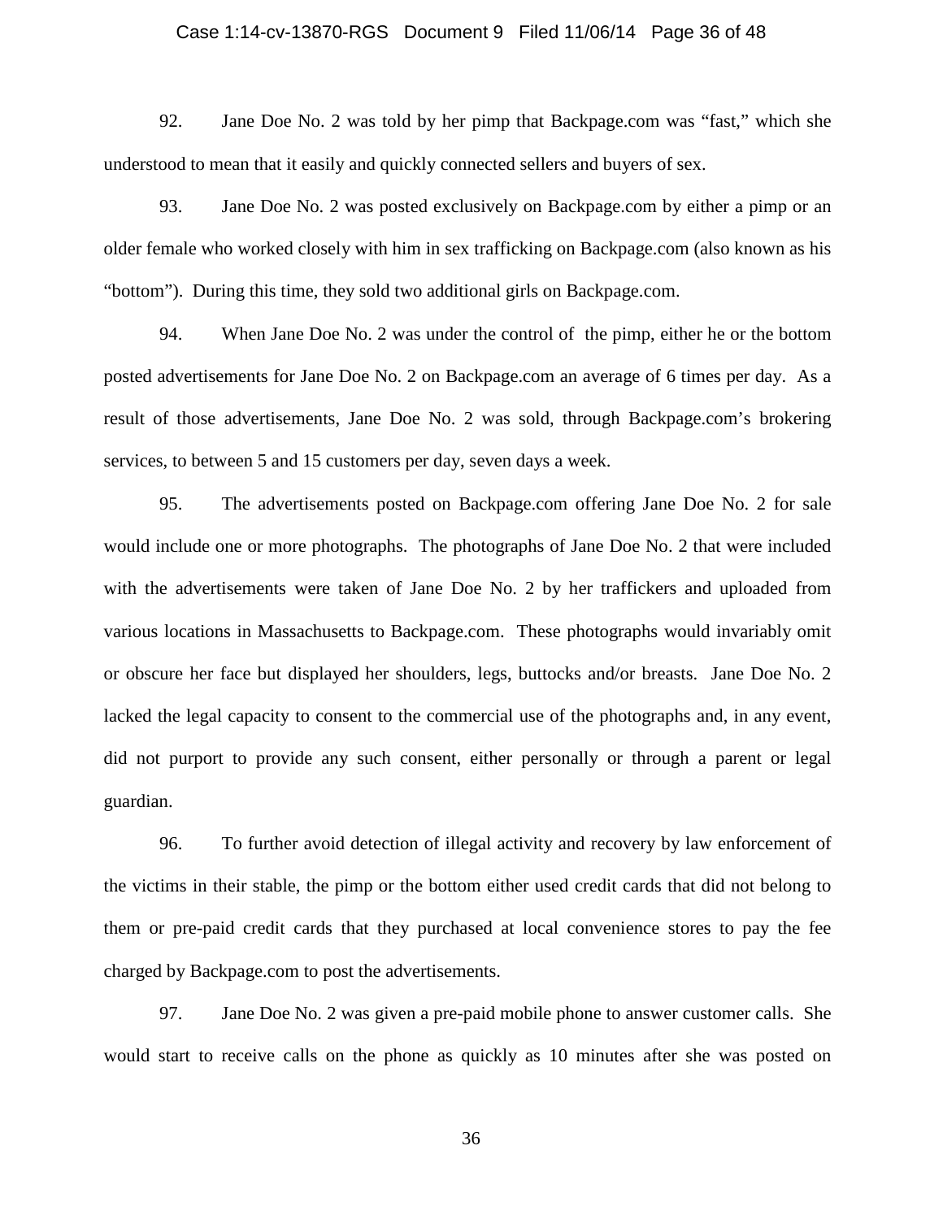92. Jane Doe No. 2 was told by her pimp that Backpage.com was "fast," which she understood to mean that it easily and quickly connected sellers and buyers of sex.

93. Jane Doe No. 2 was posted exclusively on Backpage.com by either a pimp or an older female who worked closely with him in sex trafficking on Backpage.com (also known as his "bottom"). During this time, they sold two additional girls on Backpage.com.

94. When Jane Doe No. 2 was under the control of the pimp, either he or the bottom posted advertisements for Jane Doe No. 2 on Backpage.com an average of 6 times per day. As a result of those advertisements, Jane Doe No. 2 was sold, through Backpage.com's brokering services, to between 5 and 15 customers per day, seven days a week.

95. The advertisements posted on Backpage.com offering Jane Doe No. 2 for sale would include one or more photographs. The photographs of Jane Doe No. 2 that were included with the advertisements were taken of Jane Doe No. 2 by her traffickers and uploaded from various locations in Massachusetts to Backpage.com. These photographs would invariably omit or obscure her face but displayed her shoulders, legs, buttocks and/or breasts. Jane Doe No. 2 lacked the legal capacity to consent to the commercial use of the photographs and, in any event, did not purport to provide any such consent, either personally or through a parent or legal guardian.

96. To further avoid detection of illegal activity and recovery by law enforcement of the victims in their stable, the pimp or the bottom either used credit cards that did not belong to them or pre-paid credit cards that they purchased at local convenience stores to pay the fee charged by Backpage.com to post the advertisements.

97. Jane Doe No. 2 was given a pre-paid mobile phone to answer customer calls. She would start to receive calls on the phone as quickly as 10 minutes after she was posted on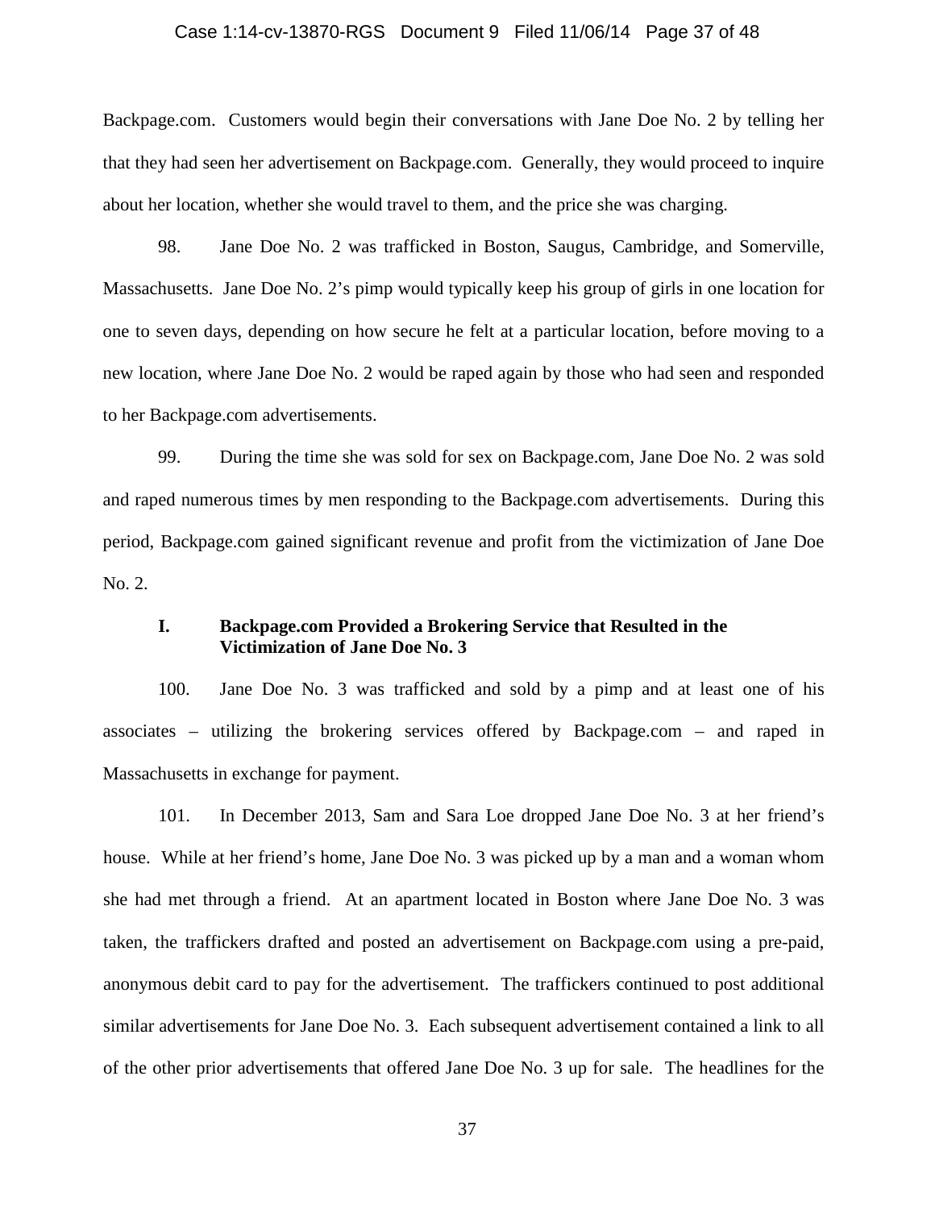Backpage.com. Customers would begin their conversations with Jane Doe No. 2 by telling her that they had seen her advertisement on Backpage.com. Generally, they would proceed to inquire about her location, whether she would travel to them, and the price she was charging.

98. Jane Doe No. 2 was trafficked in Boston, Saugus, Cambridge, and Somerville, Massachusetts. Jane Doe No. 2's pimp would typically keep his group of girls in one location for one to seven days, depending on how secure he felt at a particular location, before moving to a new location, where Jane Doe No. 2 would be raped again by those who had seen and responded to her Backpage.com advertisements.

99. During the time she was sold for sex on Backpage.com, Jane Doe No. 2 was sold and raped numerous times by men responding to the Backpage.com advertisements. During this period, Backpage.com gained significant revenue and profit from the victimization of Jane Doe No. 2.

### I. Backpage.com Provided a Brokering Service that Resulted in the Victimization of Jane Doe No. 3

100. Jane Doe No. 3 was trafficked and sold by a pimp and at least one of his associates – utilizing the brokering services offered by Backpage.com – and raped in Massachusetts in exchange for payment.

101. In December 2013, Sam and Sara Loe dropped Jane Doe No. 3 at her friend's house. While at her friend's home, Jane Doe No. 3 was picked up by a man and a woman whom she had met through a friend. At an apartment located in Boston where Jane Doe No. 3 was taken, the traffickers drafted and posted an advertisement on Backpage.com using a pre-paid, anonymous debit card to pay for the advertisement. The traffickers continued to post additional similar advertisements for Jane Doe No. 3. Each subsequent advertisement contained a link to all of the other prior advertisements that offered Jane Doe No. 3 up for sale. The headlines for the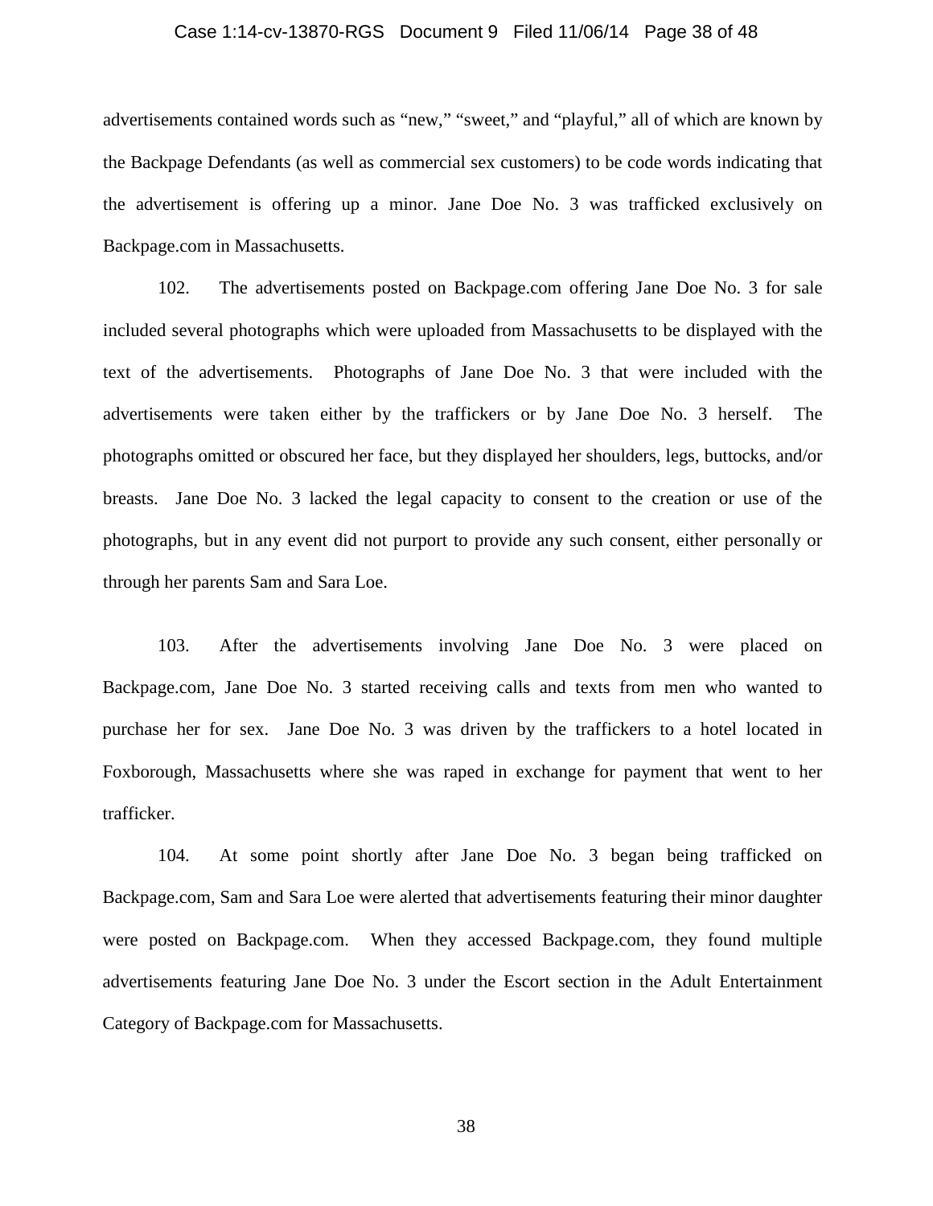advertisements contained words such as "new," "sweet," and "playful," all of which are known by the Backpage Defendants (as well as commercial sex customers) to be code words indicating that the advertisement is offering up a minor. Jane Doe No. 3 was trafficked exclusively on Backpage.com in Massachusetts.

102. The advertisements posted on Backpage.com offering Jane Doe No. 3 for sale included several photographs which were uploaded from Massachusetts to be displayed with the text of the advertisements. Photographs of Jane Doe No. 3 that were included with the advertisements were taken either by the traffickers or by Jane Doe No. 3 herself. The photographs omitted or obscured her face, but they displayed her shoulders, legs, buttocks, and/or breasts. Jane Doe No. 3 lacked the legal capacity to consent to the creation or use of the photographs, but in any event did not purport to provide any such consent, either personally or through her parents Sam and Sara Loe.

103. After the advertisements involving Jane Doe No. 3 were placed on Backpage.com, Jane Doe No. 3 started receiving calls and texts from men who wanted to purchase her for sex. Jane Doe No. 3 was driven by the traffickers to a hotel located in Foxborough, Massachusetts where she was raped in exchange for payment that went to her trafficker.

104. At some point shortly after Jane Doe No. 3 began being trafficked on Backpage.com, Sam and Sara Loe were alerted that advertisements featuring their minor daughter were posted on Backpage.com. When they accessed Backpage.com, they found multiple advertisements featuring Jane Doe No. 3 under the Escort section in the Adult Entertainment Category of Backpage.com for Massachusetts.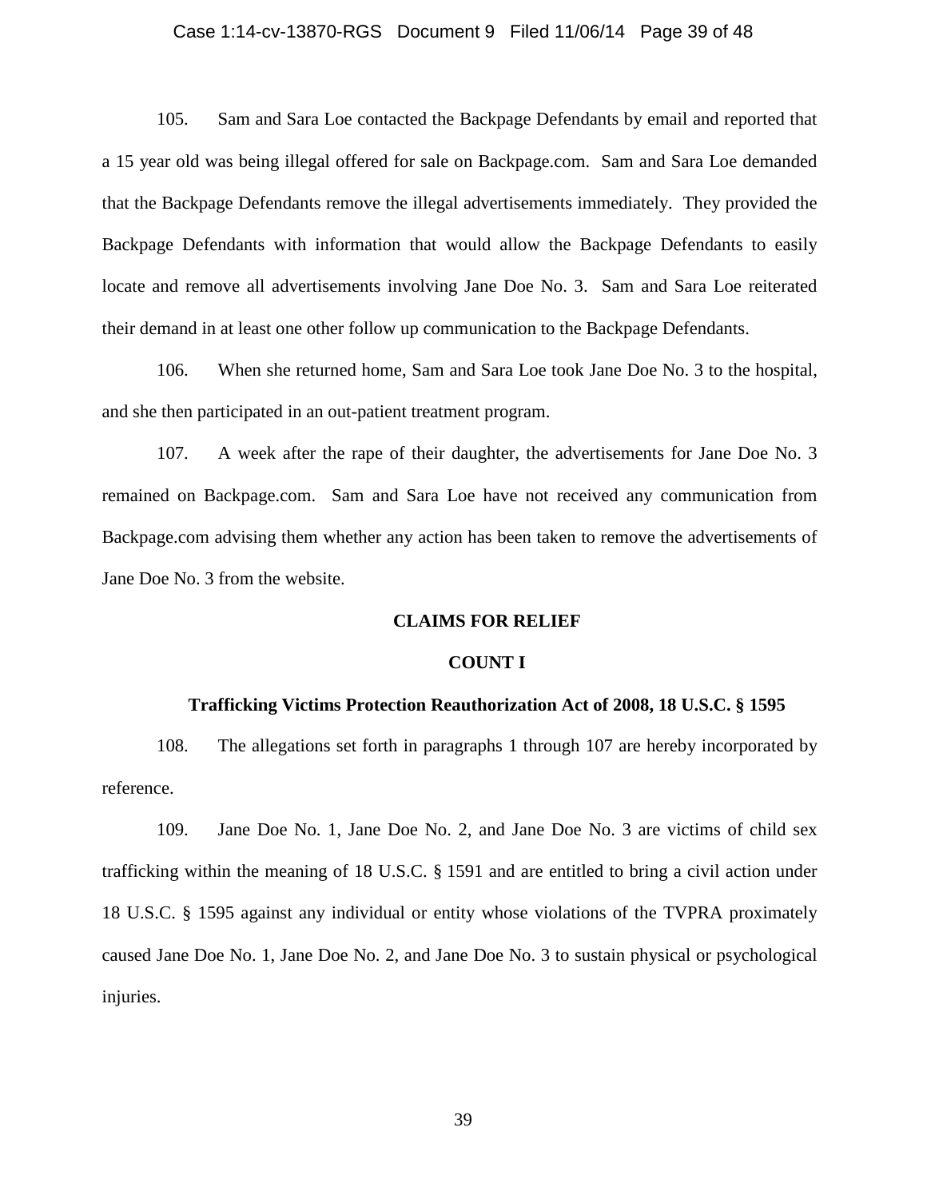105. Sam and Sara Loe contacted the Backpage Defendants by email and reported that a 15 year old was being illegal offered for sale on Backpage.com. Sam and Sara Loe demanded that the Backpage Defendants remove the illegal advertisements immediately. They provided the Backpage Defendants with information that would allow the Backpage Defendants to easily locate and remove all advertisements involving Jane Doe No. 3. Sam and Sara Loe reiterated their demand in at least one other follow up communication to the Backpage Defendants.

106. When she returned home, Sam and Sara Loe took Jane Doe No. 3 to the hospital, and she then participated in an out-patient treatment program.

107. A week after the rape of their daughter, the advertisements for Jane Doe No. 3 remained on Backpage.com. Sam and Sara Loe have not received any communication from Backpage.com advising them whether any action has been taken to remove the advertisements of Jane Doe No. 3 from the website.

## CLAIMS FOR RELIEF

### COUNT I

### Trafficking Victims Protection Reauthorization Act of 2008, 18 U.S.C. § 1595

108. The allegations set forth in paragraphs 1 through 107 are hereby incorporated by reference.

109. Jane Doe No. 1, Jane Doe No. 2, and Jane Doe No. 3 are victims of child sex trafficking within the meaning of 18 U.S.C. § 1591 and are entitled to bring a civil action under 18 U.S.C. § 1595 against any individual or entity whose violations of the TVPRA proximately caused Jane Doe No. 1, Jane Doe No. 2, and Jane Doe No. 3 to sustain physical or psychological injuries.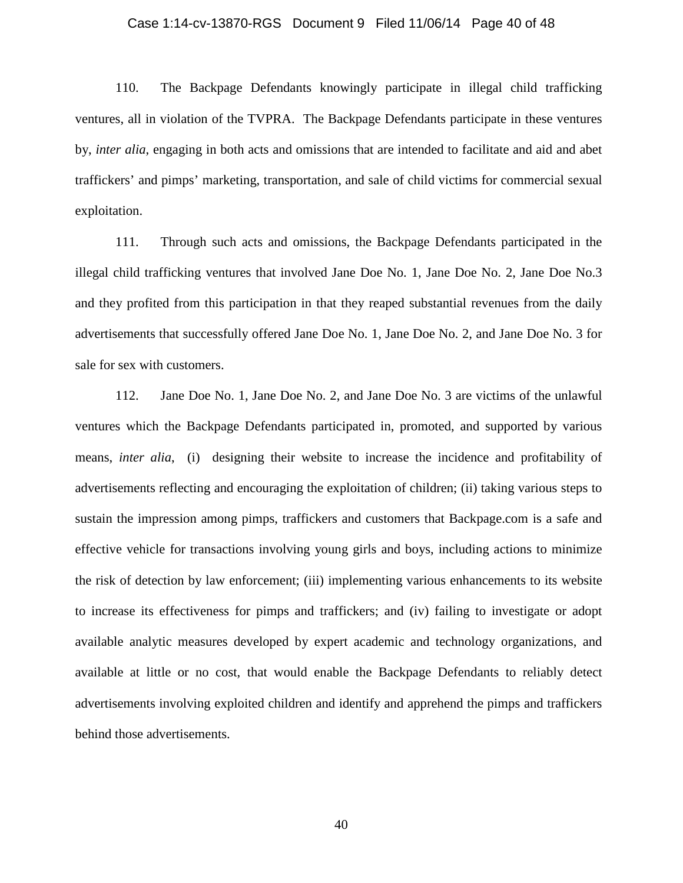110. The Backpage Defendants knowingly participate in illegal child trafficking ventures, all in violation of the TVPRA. The Backpage Defendants participate in these ventures by, *inter alia*, engaging in both acts and omissions that are intended to facilitate and aid and abet traffickers' and pimps' marketing, transportation, and sale of child victims for commercial sexual exploitation.

111. Through such acts and omissions, the Backpage Defendants participated in the illegal child trafficking ventures that involved Jane Doe No. 1, Jane Doe No. 2, Jane Doe No.3 and they profited from this participation in that they reaped substantial revenues from the daily advertisements that successfully offered Jane Doe No. 1, Jane Doe No. 2, and Jane Doe No. 3 for sale for sex with customers.

112. Jane Doe No. 1, Jane Doe No. 2, and Jane Doe No. 3 are victims of the unlawful ventures which the Backpage Defendants participated in, promoted, and supported by various means, *inter alia*, (i) designing their website to increase the incidence and profitability of advertisements reflecting and encouraging the exploitation of children; (ii) taking various steps to sustain the impression among pimps, traffickers and customers that Backpage.com is a safe and effective vehicle for transactions involving young girls and boys, including actions to minimize the risk of detection by law enforcement; (iii) implementing various enhancements to its website to increase its effectiveness for pimps and traffickers; and (iv) failing to investigate or adopt available analytic measures developed by expert academic and technology organizations, and available at little or no cost, that would enable the Backpage Defendants to reliably detect advertisements involving exploited children and identify and apprehend the pimps and traffickers behind those advertisements.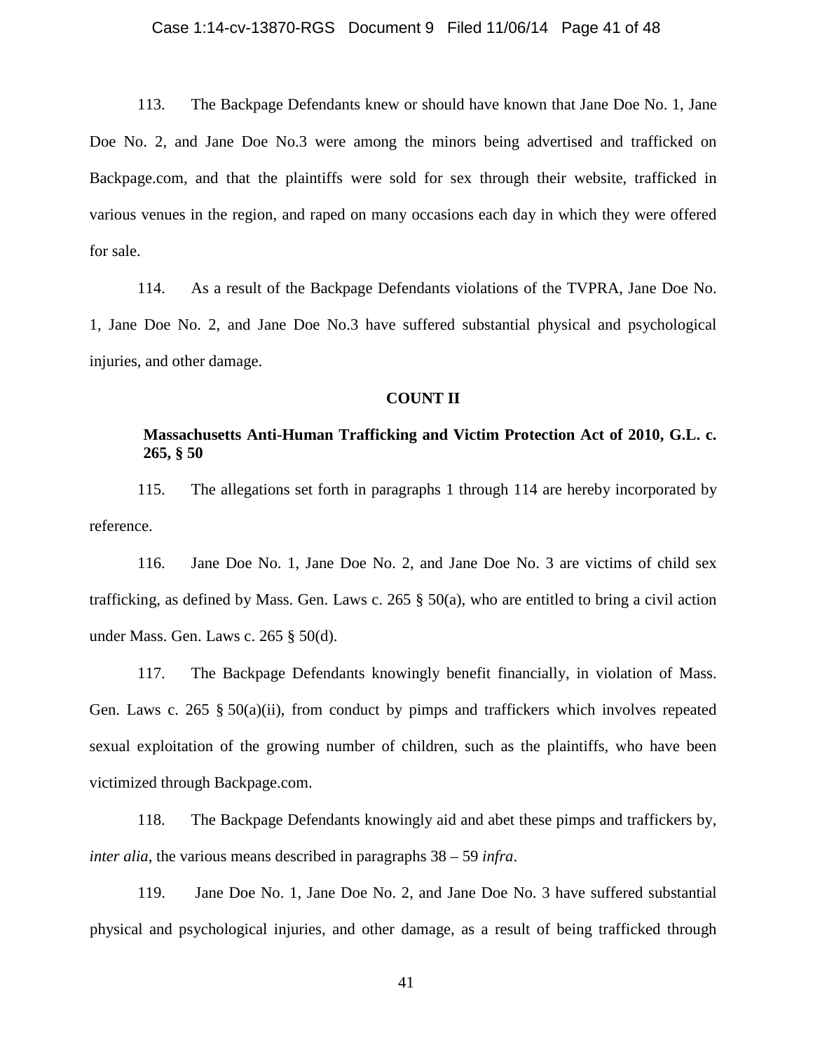113. The Backpage Defendants knew or should have known that Jane Doe No. 1, Jane Doe No. 2, and Jane Doe No.3 were among the minors being advertised and trafficked on Backpage.com, and that the plaintiffs were sold for sex through their website, trafficked in various venues in the region, and raped on many occasions each day in which they were offered for sale.

114. As a result of the Backpage Defendants violations of the TVPRA, Jane Doe No. 1, Jane Doe No. 2, and Jane Doe No.3 have suffered substantial physical and psychological injuries, and other damage.

**COUNT II**

**Massachusetts Anti-Human Trafficking and Victim Protection Act of 2010, G.L. c. 265, § 50**

115. The allegations set forth in paragraphs 1 through 114 are hereby incorporated by reference.

116. Jane Doe No. 1, Jane Doe No. 2, and Jane Doe No. 3 are victims of child sex trafficking, as defined by Mass. Gen. Laws c. 265 § 50(a), who are entitled to bring a civil action under Mass. Gen. Laws c. 265 § 50(d).

117. The Backpage Defendants knowingly benefit financially, in violation of Mass. Gen. Laws c. 265 § 50(a)(ii), from conduct by pimps and traffickers which involves repeated sexual exploitation of the growing number of children, such as the plaintiffs, who have been victimized through Backpage.com.

118. The Backpage Defendants knowingly aid and abet these pimps and traffickers by, *inter alia*, the various means described in paragraphs 38 – 59 *infra*.

119. Jane Doe No. 1, Jane Doe No. 2, and Jane Doe No. 3 have suffered substantial physical and psychological injuries, and other damage, as a result of being trafficked through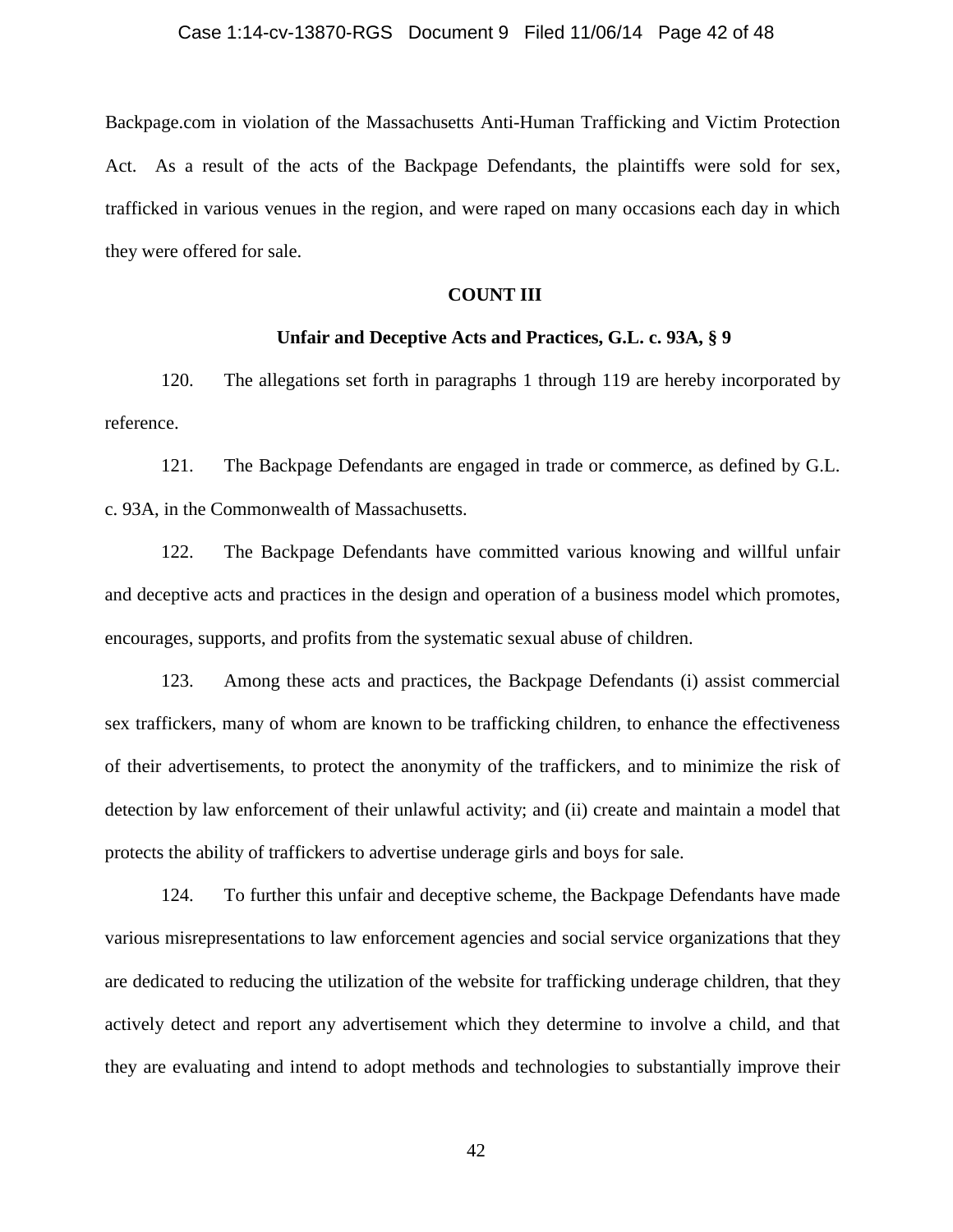Backpage.com in violation of the Massachusetts Anti-Human Trafficking and Victim Protection Act. As a result of the acts of the Backpage Defendants, the plaintiffs were sold for sex, trafficked in various venues in the region, and were raped on many occasions each day in which they were offered for sale.

**COUNT III**

**Unfair and Deceptive Acts and Practices, G.L. c. 93A, § 9**

120. The allegations set forth in paragraphs 1 through 119 are hereby incorporated by reference.

121. The Backpage Defendants are engaged in trade or commerce, as defined by G.L. c. 93A, in the Commonwealth of Massachusetts.

122. The Backpage Defendants have committed various knowing and willful unfair and deceptive acts and practices in the design and operation of a business model which promotes, encourages, supports, and profits from the systematic sexual abuse of children.

123. Among these acts and practices, the Backpage Defendants (i) assist commercial sex traffickers, many of whom are known to be trafficking children, to enhance the effectiveness of their advertisements, to protect the anonymity of the traffickers, and to minimize the risk of detection by law enforcement of their unlawful activity; and (ii) create and maintain a model that protects the ability of traffickers to advertise underage girls and boys for sale.

124. To further this unfair and deceptive scheme, the Backpage Defendants have made various misrepresentations to law enforcement agencies and social service organizations that they are dedicated to reducing the utilization of the website for trafficking underage children, that they actively detect and report any advertisement which they determine to involve a child, and that they are evaluating and intend to adopt methods and technologies to substantially improve their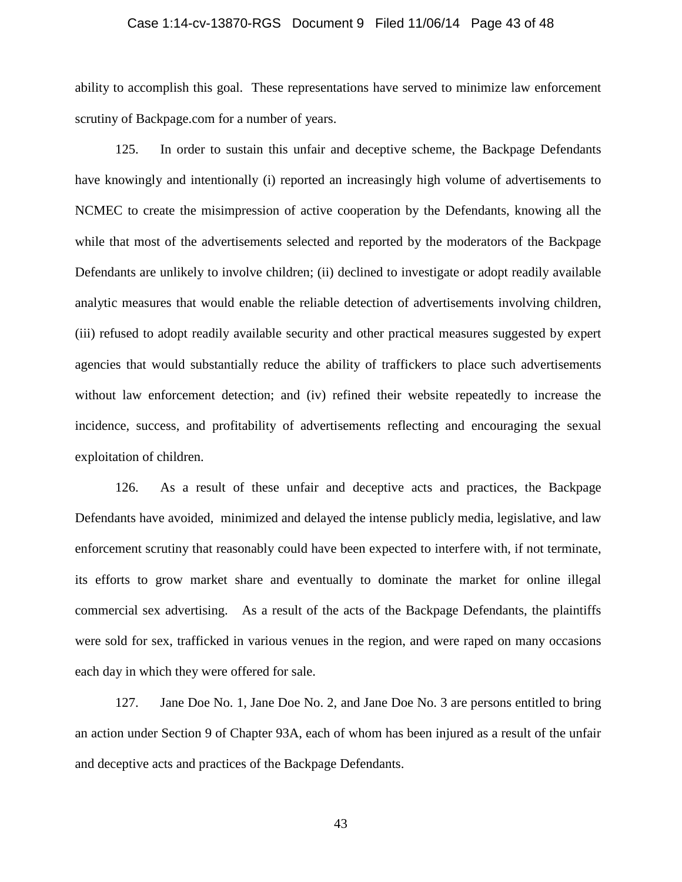ability to accomplish this goal. These representations have served to minimize law enforcement scrutiny of Backpage.com for a number of years.

125. In order to sustain this unfair and deceptive scheme, the Backpage Defendants have knowingly and intentionally (i) reported an increasingly high volume of advertisements to NCMEC to create the misimpression of active cooperation by the Defendants, knowing all the while that most of the advertisements selected and reported by the moderators of the Backpage Defendants are unlikely to involve children; (ii) declined to investigate or adopt readily available analytic measures that would enable the reliable detection of advertisements involving children, (iii) refused to adopt readily available security and other practical measures suggested by expert agencies that would substantially reduce the ability of traffickers to place such advertisements without law enforcement detection; and (iv) refined their website repeatedly to increase the incidence, success, and profitability of advertisements reflecting and encouraging the sexual exploitation of children.

126. As a result of these unfair and deceptive acts and practices, the Backpage Defendants have avoided, minimized and delayed the intense publicly media, legislative, and law enforcement scrutiny that reasonably could have been expected to interfere with, if not terminate, its efforts to grow market share and eventually to dominate the market for online illegal commercial sex advertising. As a result of the acts of the Backpage Defendants, the plaintiffs were sold for sex, trafficked in various venues in the region, and were raped on many occasions each day in which they were offered for sale.

127. Jane Doe No. 1, Jane Doe No. 2, and Jane Doe No. 3 are persons entitled to bring an action under Section 9 of Chapter 93A, each of whom has been injured as a result of the unfair and deceptive acts and practices of the Backpage Defendants.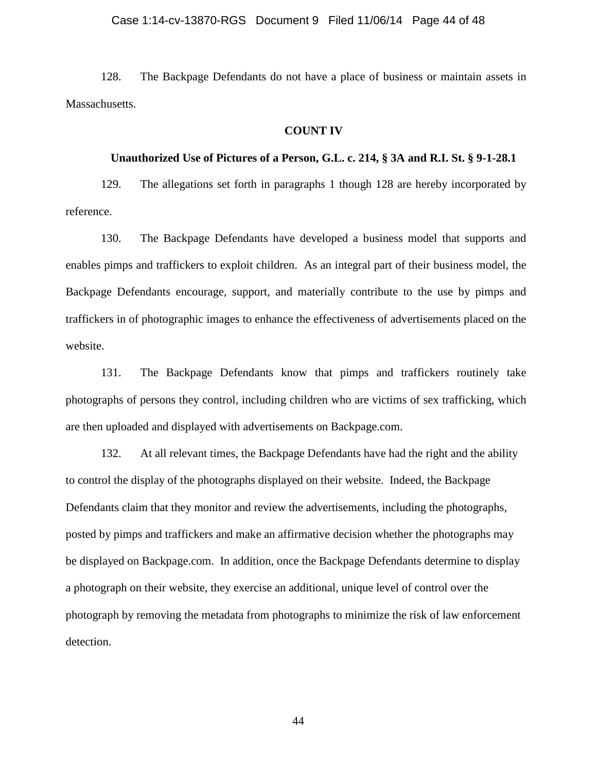128. The Backpage Defendants do not have a place of business or maintain assets in Massachusetts.

**COUNT IV**

**Unauthorized Use of Pictures of a Person, G.L. c. 214, § 3A and R.I. St. § 9-1-28.1**

129. The allegations set forth in paragraphs 1 though 128 are hereby incorporated by reference.

130. The Backpage Defendants have developed a business model that supports and enables pimps and traffickers to exploit children. As an integral part of their business model, the Backpage Defendants encourage, support, and materially contribute to the use by pimps and traffickers in of photographic images to enhance the effectiveness of advertisements placed on the website.

131. The Backpage Defendants know that pimps and traffickers routinely take photographs of persons they control, including children who are victims of sex trafficking, which are then uploaded and displayed with advertisements on Backpage.com.

132. At all relevant times, the Backpage Defendants have had the right and the ability to control the display of the photographs displayed on their website. Indeed, the Backpage Defendants claim that they monitor and review the advertisements, including the photographs, posted by pimps and traffickers and make an affirmative decision whether the photographs may be displayed on Backpage.com. In addition, once the Backpage Defendants determine to display a photograph on their website, they exercise an additional, unique level of control over the photograph by removing the metadata from photographs to minimize the risk of law enforcement detection.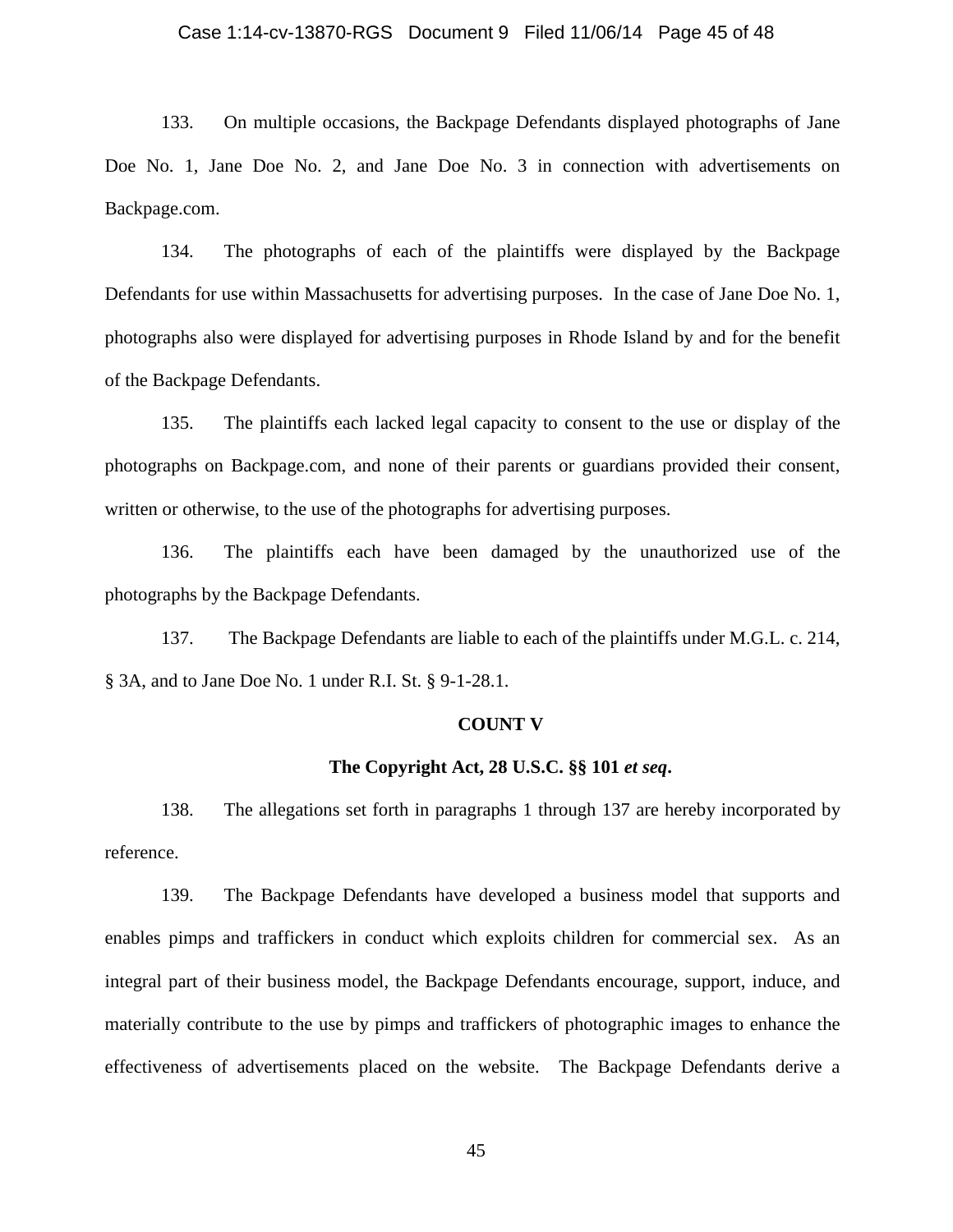133. On multiple occasions, the Backpage Defendants displayed photographs of Jane Doe No. 1, Jane Doe No. 2, and Jane Doe No. 3 in connection with advertisements on Backpage.com.

134. The photographs of each of the plaintiffs were displayed by the Backpage Defendants for use within Massachusetts for advertising purposes. In the case of Jane Doe No. 1, photographs also were displayed for advertising purposes in Rhode Island by and for the benefit of the Backpage Defendants.

135. The plaintiffs each lacked legal capacity to consent to the use or display of the photographs on Backpage.com, and none of their parents or guardians provided their consent, written or otherwise, to the use of the photographs for advertising purposes.

136. The plaintiffs each have been damaged by the unauthorized use of the photographs by the Backpage Defendants.

137. The Backpage Defendants are liable to each of the plaintiffs under M.G.L. c. 214, § 3A, and to Jane Doe No. 1 under R.I. St. § 9-1-28.1.

**COUNT V**

**The Copyright Act, 28 U.S.C. §§ 101 *et seq*.**

138. The allegations set forth in paragraphs 1 through 137 are hereby incorporated by reference.

139. The Backpage Defendants have developed a business model that supports and enables pimps and traffickers in conduct which exploits children for commercial sex. As an integral part of their business model, the Backpage Defendants encourage, support, induce, and materially contribute to the use by pimps and traffickers of photographic images to enhance the effectiveness of advertisements placed on the website. The Backpage Defendants derive a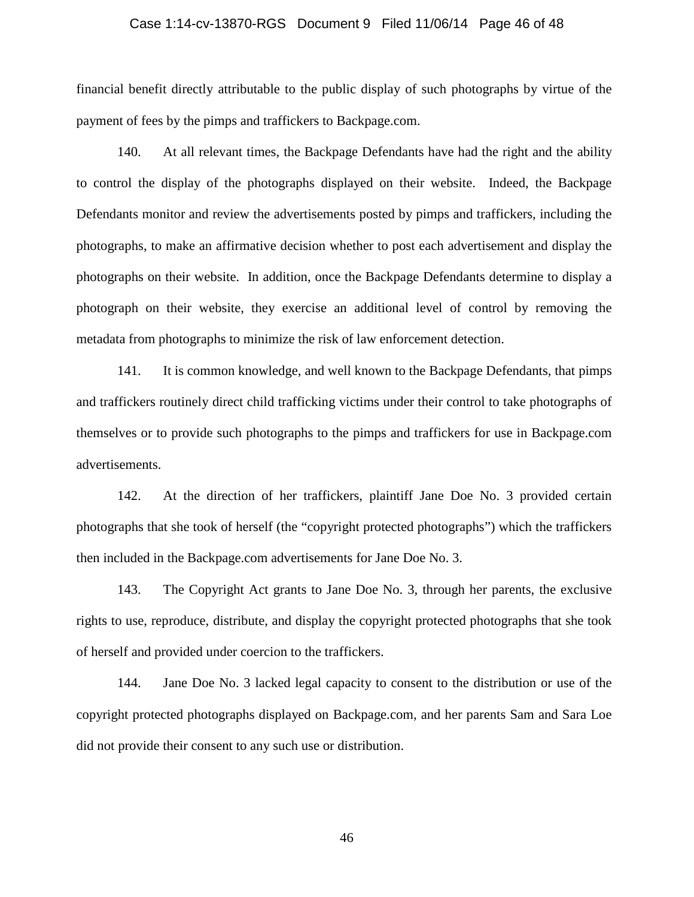financial benefit directly attributable to the public display of such photographs by virtue of the payment of fees by the pimps and traffickers to Backpage.com.

140. At all relevant times, the Backpage Defendants have had the right and the ability to control the display of the photographs displayed on their website. Indeed, the Backpage Defendants monitor and review the advertisements posted by pimps and traffickers, including the photographs, to make an affirmative decision whether to post each advertisement and display the photographs on their website. In addition, once the Backpage Defendants determine to display a photograph on their website, they exercise an additional level of control by removing the metadata from photographs to minimize the risk of law enforcement detection.

141. It is common knowledge, and well known to the Backpage Defendants, that pimps and traffickers routinely direct child trafficking victims under their control to take photographs of themselves or to provide such photographs to the pimps and traffickers for use in Backpage.com advertisements.

142. At the direction of her traffickers, plaintiff Jane Doe No. 3 provided certain photographs that she took of herself (the "copyright protected photographs") which the traffickers then included in the Backpage.com advertisements for Jane Doe No. 3.

143. The Copyright Act grants to Jane Doe No. 3, through her parents, the exclusive rights to use, reproduce, distribute, and display the copyright protected photographs that she took of herself and provided under coercion to the traffickers.

144. Jane Doe No. 3 lacked legal capacity to consent to the distribution or use of the copyright protected photographs displayed on Backpage.com, and her parents Sam and Sara Loe did not provide their consent to any such use or distribution.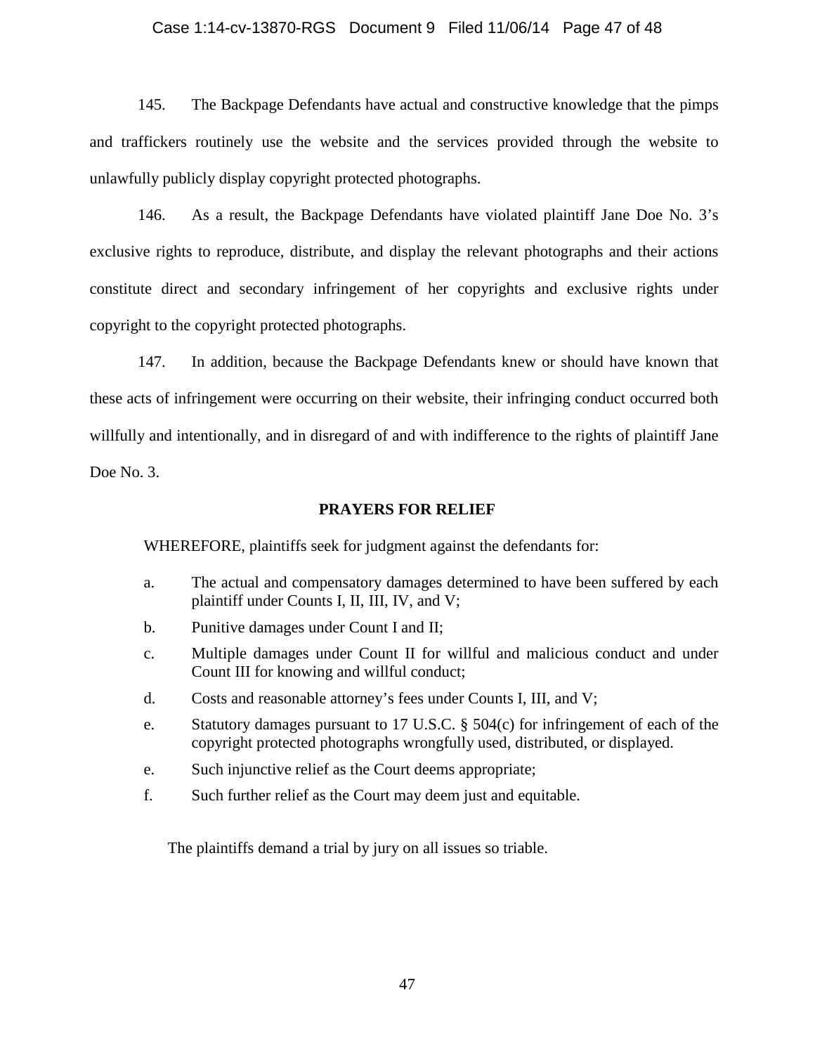145. The Backpage Defendants have actual and constructive knowledge that the pimps and traffickers routinely use the website and the services provided through the website to unlawfully publicly display copyright protected photographs.

146. As a result, the Backpage Defendants have violated plaintiff Jane Doe No. 3's exclusive rights to reproduce, distribute, and display the relevant photographs and their actions constitute direct and secondary infringement of her copyrights and exclusive rights under copyright to the copyright protected photographs.

147. In addition, because the Backpage Defendants knew or should have known that these acts of infringement were occurring on their website, their infringing conduct occurred both willfully and intentionally, and in disregard of and with indifference to the rights of plaintiff Jane Doe No. 3.

**PRAYERS FOR RELIEF**

WHEREFORE, plaintiffs seek for judgment against the defendants for:

a. The actual and compensatory damages determined to have been suffered by each plaintiff under Counts I, II, III, IV, and V;

b. Punitive damages under Count I and II;

c. Multiple damages under Count II for willful and malicious conduct and under Count III for knowing and willful conduct;

d. Costs and reasonable attorney's fees under Counts I, III, and V;

e. Statutory damages pursuant to 17 U.S.C. § 504(c) for infringement of each of the copyright protected photographs wrongfully used, distributed, or displayed.

e. Such injunctive relief as the Court deems appropriate;

f. Such further relief as the Court may deem just and equitable.

The plaintiffs demand a trial by jury on all issues so triable.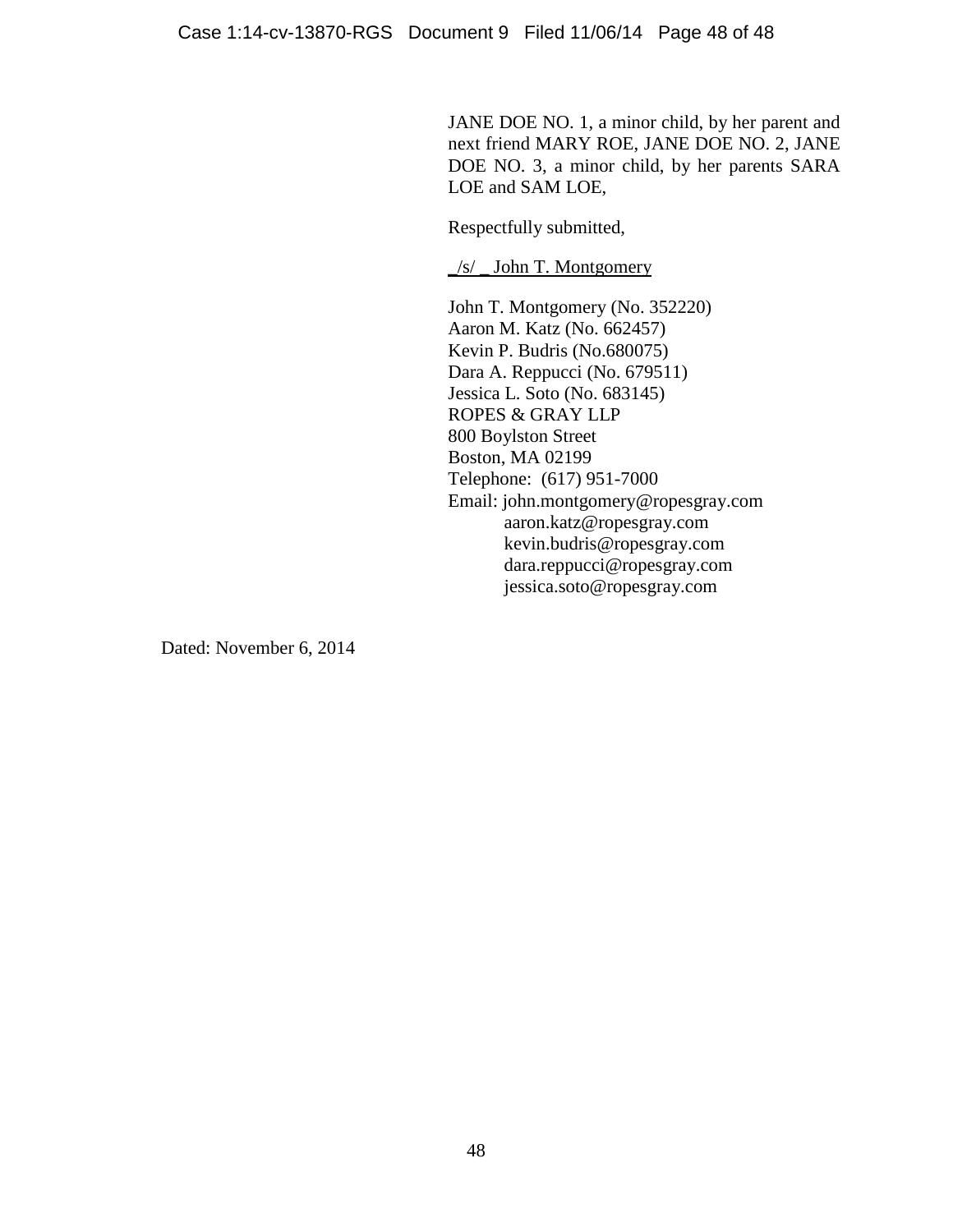JANE DOE NO. 1, a minor child, by her parent and next friend MARY ROE, JANE DOE NO. 2, JANE DOE NO. 3, a minor child, by her parents SARA LOE and SAM LOE,

Respectfully submitted,

_/s/ _ John T. Montgomery

John T. Montgomery (No. 352220)
Aaron M. Katz (No. 662457)
Kevin P. Budris (No.680075)
Dara A. Reppucci (No. 679511)
Jessica L. Soto (No. 683145)
ROPES & GRAY LLP
800 Boylston Street
Boston, MA 02199
Telephone: (617) 951-7000
Email: john.montgomery@ropesgray.com
aaron.katz@ropesgray.com
kevin.budris@ropesgray.com
dara.reppucci@ropesgray.com
jessica.soto@ropesgray.com

Dated: November 6, 2014